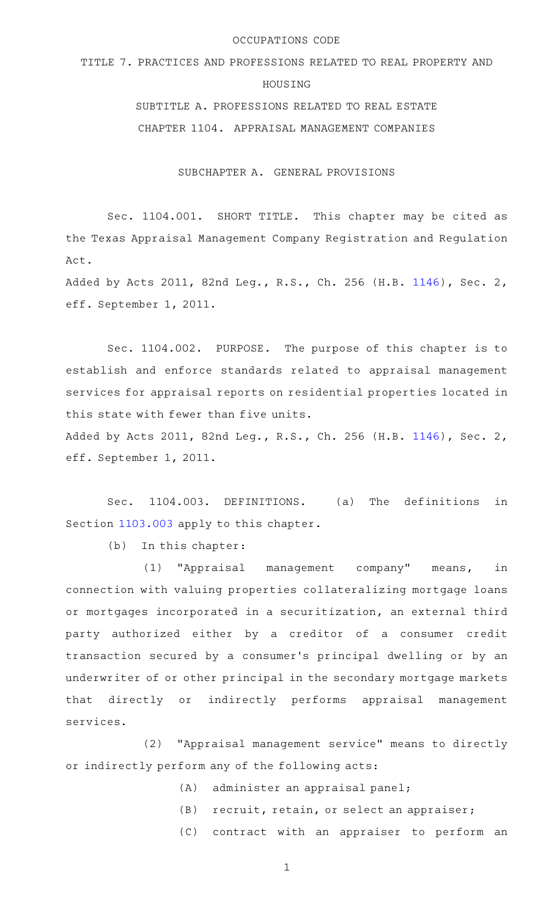OCCUPATIONS CODE

# TITLE 7. PRACTICES AND PROFESSIONS RELATED TO REAL PROPERTY AND HOUSING

## SUBTITLE A. PROFESSIONS RELATED TO REAL ESTATE

## CHAPTER 1104. APPRAISAL MANAGEMENT COMPANIES

### SUBCHAPTER A. GENERAL PROVISIONS

Sec. 1104.001. SHORT TITLE. This chapter may be cited as the Texas Appraisal Management Company Registration and Regulation Act.

Added by Acts 2011, 82nd Leg., R.S., Ch. 256 (H.B. 1146), Sec. 2, eff. September 1, 2011.

Sec. 1104.002. PURPOSE. The purpose of this chapter is to establish and enforce standards related to appraisal management services for appraisal reports on residential properties located in this state with fewer than five units.

Added by Acts 2011, 82nd Leg., R.S., Ch. 256 (H.B. 1146), Sec. 2, eff. September 1, 2011.

Sec. 1104.003. DEFINITIONS. (a) The definitions in Section 1103.003 apply to this chapter.

(b) In this chapter:

(1) "Appraisal management company" means, in connection with valuing properties collateralizing mortgage loans or mortgages incorporated in a securitization, an external third party authorized either by a creditor of a consumer credit transaction secured by a consumer's principal dwelling or by an underwriter of or other principal in the secondary mortgage markets that directly or indirectly performs appraisal management services.

(2) "Appraisal management service" means to directly or indirectly perform any of the following acts:

(A) administer an appraisal panel;

(B) recruit, retain, or select an appraiser;

(C) contract with an appraiser to perform an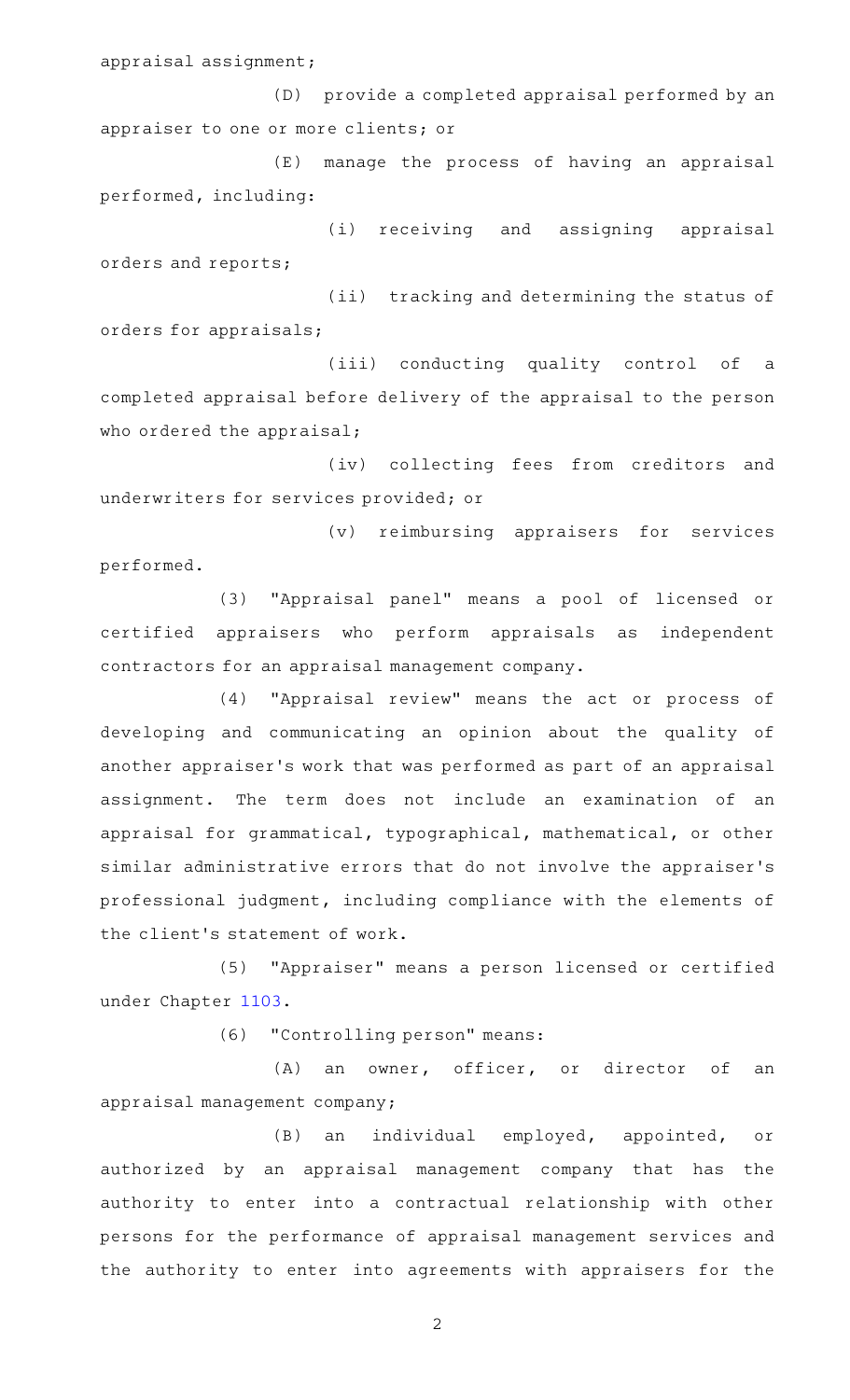appraisal assignment;

(D) provide a completed appraisal performed by an appraiser to one or more clients; or

(E) manage the process of having an appraisal performed, including:

(i) receiving and assigning appraisal orders and reports;

(ii) tracking and determining the status of orders for appraisals;

(iii) conducting quality control of a completed appraisal before delivery of the appraisal to the person who ordered the appraisal;

(iv) collecting fees from creditors and underwriters for services provided; or

(v) reimbursing appraisers for services performed.

(3) "Appraisal panel" means a pool of licensed or certified appraisers who perform appraisals as independent contractors for an appraisal management company.

(4) "Appraisal review" means the act or process of developing and communicating an opinion about the quality of another appraiser's work that was performed as part of an appraisal assignment. The term does not include an examination of an appraisal for grammatical, typographical, mathematical, or other similar administrative errors that do not involve the appraiser's professional judgment, including compliance with the elements of the client's statement of work.

(5) "Appraiser" means a person licensed or certified under Chapter 1103.

(6) "Controlling person" means:

(A) an owner, officer, or director of an appraisal management company;

(B) an individual employed, appointed, or authorized by an appraisal management company that has the authority to enter into a contractual relationship with other persons for the performance of appraisal management services and the authority to enter into agreements with appraisers for the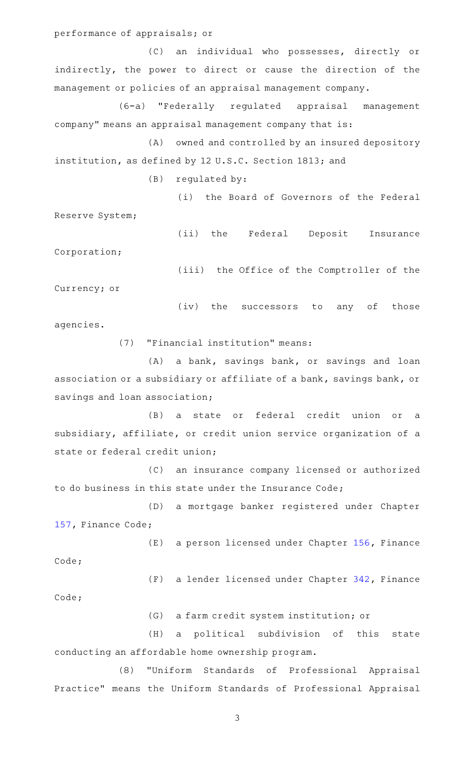performance of appraisals; or

(C) an individual who possesses, directly or indirectly, the power to direct or cause the direction of the management or policies of an appraisal management company.

(6-a) "Federally regulated appraisal management company" means an appraisal management company that is:

(A) owned and controlled by an insured depository institution, as defined by 12 U.S.C. Section 1813; and

(B) regulated by:

(i) the Board of Governors of the Federal Reserve System;

(ii) the Federal Deposit Insurance Corporation;

(iii) the Office of the Comptroller of the Currency; or

(iv) the successors to any of those agencies.

(7) "Financial institution" means:

(A) a bank, savings bank, or savings and loan association or a subsidiary or affiliate of a bank, savings bank, or savings and loan association;

(B) a state or federal credit union or a subsidiary, affiliate, or credit union service organization of a state or federal credit union;

(C) an insurance company licensed or authorized to do business in this state under the Insurance Code;

(D) a mortgage banker registered under Chapter 157, Finance Code;

(E) a person licensed under Chapter 156, Finance Code;

(F) a lender licensed under Chapter 342, Finance Code;

(G) a farm credit system institution; or

(H) a political subdivision of this state conducting an affordable home ownership program.

(8) "Uniform Standards of Professional Appraisal Practice" means the Uniform Standards of Professional Appraisal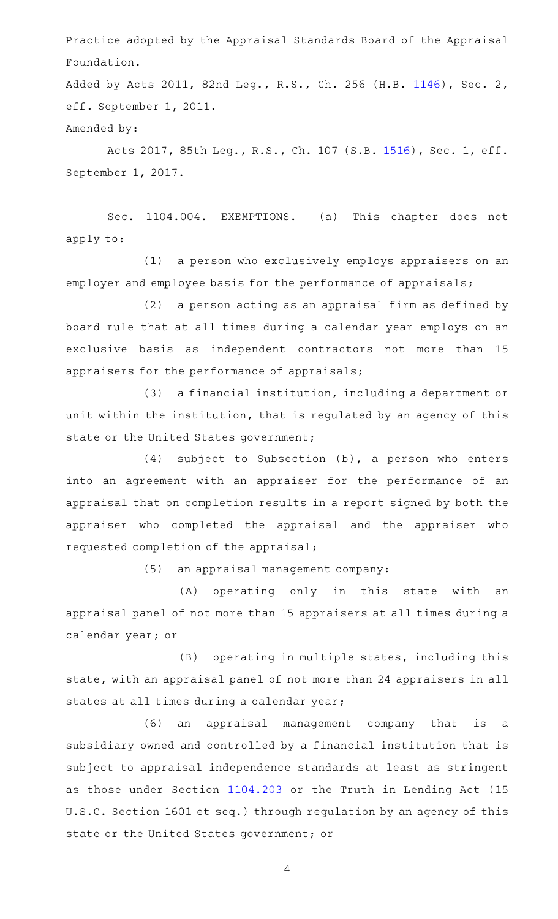Practice adopted by the Appraisal Standards Board of the Appraisal Foundation.

Added by Acts 2011, 82nd Leg., R.S., Ch. 256 (H.B. 1146), Sec. 2, eff. September 1, 2011.

Amended by:

Acts 2017, 85th Leg., R.S., Ch. 107 (S.B. 1516), Sec. 1, eff. September 1, 2017.

Sec. 1104.004. EXEMPTIONS. (a) This chapter does not apply to:

(1) a person who exclusively employs appraisers on an employer and employee basis for the performance of appraisals;

(2) a person acting as an appraisal firm as defined by board rule that at all times during a calendar year employs on an exclusive basis as independent contractors not more than 15 appraisers for the performance of appraisals;

(3) a financial institution, including a department or unit within the institution, that is regulated by an agency of this state or the United States government;

(4) subject to Subsection (b), a person who enters into an agreement with an appraiser for the performance of an appraisal that on completion results in a report signed by both the appraiser who completed the appraisal and the appraiser who requested completion of the appraisal;

(5) an appraisal management company:

(A) operating only in this state with an appraisal panel of not more than 15 appraisers at all times during a calendar year; or

(B) operating in multiple states, including this state, with an appraisal panel of not more than 24 appraisers in all states at all times during a calendar year;

(6) an appraisal management company that is a subsidiary owned and controlled by a financial institution that is subject to appraisal independence standards at least as stringent as those under Section 1104.203 or the Truth in Lending Act (15 U.S.C. Section 1601 et seq.) through regulation by an agency of this state or the United States government; or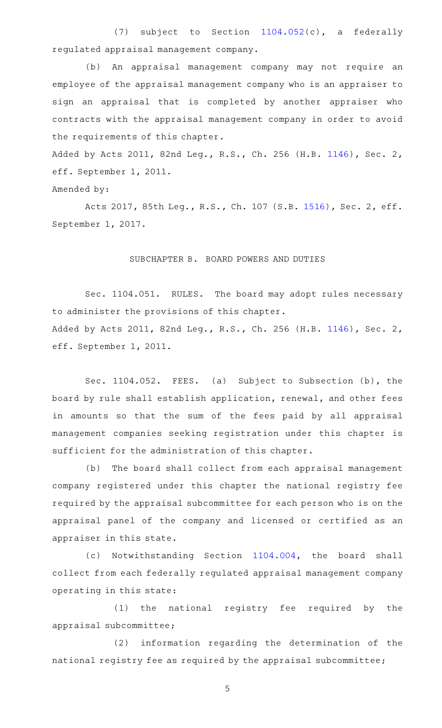(7) subject to Section 1104.052(c), a federally regulated appraisal management company.

(b) An appraisal management company may not require an employee of the appraisal management company who is an appraiser to sign an appraisal that is completed by another appraiser who contracts with the appraisal management company in order to avoid the requirements of this chapter.

Added by Acts 2011, 82nd Leg., R.S., Ch. 256 (H.B. 1146), Sec. 2, eff. September 1, 2011.

Amended by:

Acts 2017, 85th Leg., R.S., Ch. 107 (S.B. 1516), Sec. 2, eff. September 1, 2017.

## SUBCHAPTER B. BOARD POWERS AND DUTIES

Sec. 1104.051. RULES. The board may adopt rules necessary to administer the provisions of this chapter.

Added by Acts 2011, 82nd Leg., R.S., Ch. 256 (H.B. 1146), Sec. 2, eff. September 1, 2011.

Sec. 1104.052. FEES. (a) Subject to Subsection (b), the board by rule shall establish application, renewal, and other fees in amounts so that the sum of the fees paid by all appraisal management companies seeking registration under this chapter is sufficient for the administration of this chapter.

(b) The board shall collect from each appraisal management company registered under this chapter the national registry fee required by the appraisal subcommittee for each person who is on the appraisal panel of the company and licensed or certified as an appraiser in this state.

(c) Notwithstanding Section 1104.004, the board shall collect from each federally regulated appraisal management company operating in this state:

(1) the national registry fee required by the appraisal subcommittee;

(2) information regarding the determination of the national registry fee as required by the appraisal subcommittee;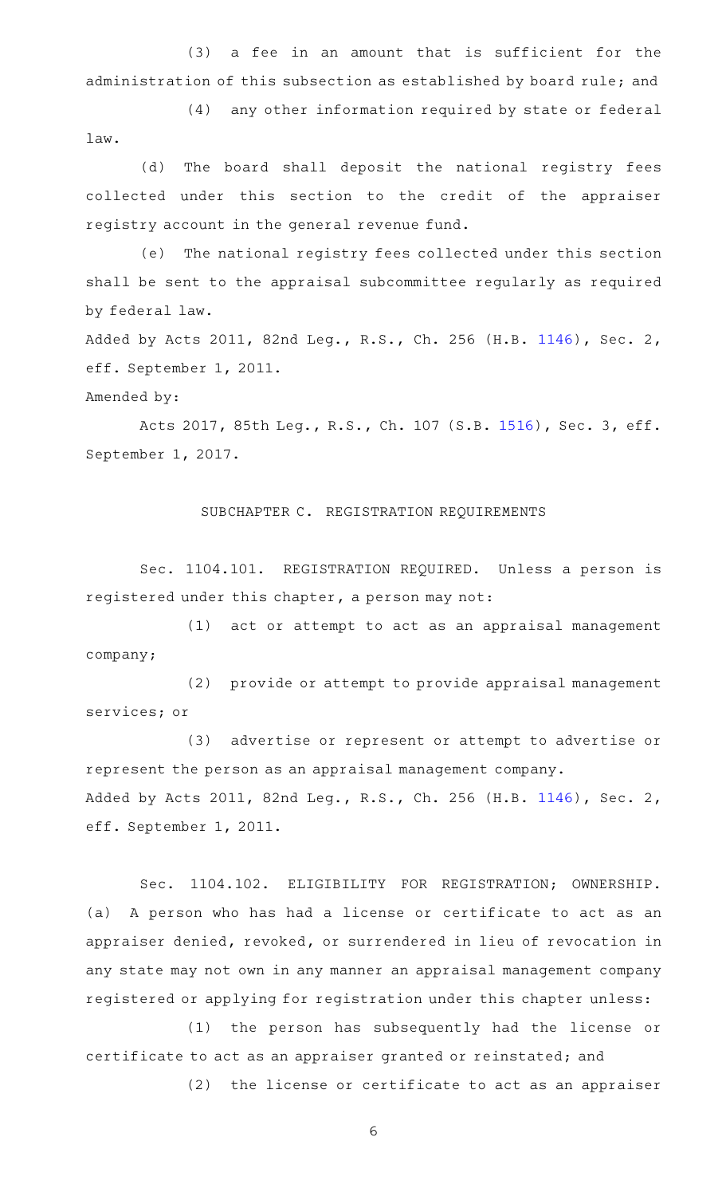(3) a fee in an amount that is sufficient for the administration of this subsection as established by board rule; and

(4) any other information required by state or federal law.

(d) The board shall deposit the national registry fees collected under this section to the credit of the appraiser registry account in the general revenue fund.

(e) The national registry fees collected under this section shall be sent to the appraisal subcommittee regularly as required by federal law.

Added by Acts 2011, 82nd Leg., R.S., Ch. 256 (H.B. 1146), Sec. 2, eff. September 1, 2011.

Amended by:

Acts 2017, 85th Leg., R.S., Ch. 107 (S.B. 1516), Sec. 3, eff. September 1, 2017.

SUBCHAPTER C. REGISTRATION REQUIREMENTS

Sec. 1104.101. REGISTRATION REQUIRED. Unless a person is registered under this chapter, a person may not:

(1) act or attempt to act as an appraisal management company;

(2) provide or attempt to provide appraisal management services; or

(3) advertise or represent or attempt to advertise or represent the person as an appraisal management company.

Added by Acts 2011, 82nd Leg., R.S., Ch. 256 (H.B. 1146), Sec. 2, eff. September 1, 2011.

Sec. 1104.102. ELIGIBILITY FOR REGISTRATION; OWNERSHIP. (a) A person who has had a license or certificate to act as an appraiser denied, revoked, or surrendered in lieu of revocation in any state may not own in any manner an appraisal management company registered or applying for registration under this chapter unless:

(1) the person has subsequently had the license or certificate to act as an appraiser granted or reinstated; and

(2) the license or certificate to act as an appraiser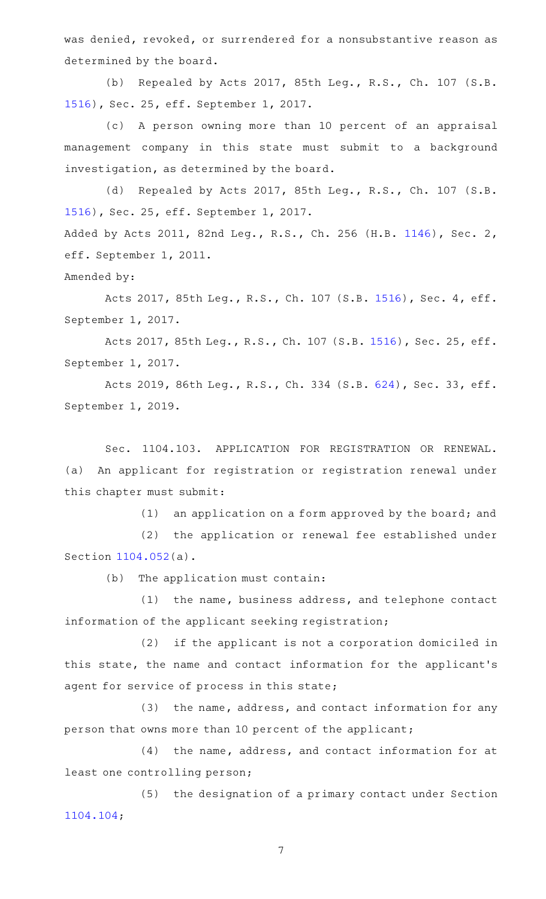was denied, revoked, or surrendered for a nonsubstantive reason as determined by the board.

(b) Repealed by Acts 2017, 85th Leg., R.S., Ch. 107 (S.B. 1516), Sec. 25, eff. September 1, 2017.

(c) A person owning more than 10 percent of an appraisal management company in this state must submit to a background investigation, as determined by the board.

(d) Repealed by Acts 2017, 85th Leg., R.S., Ch. 107 (S.B. 1516), Sec. 25, eff. September 1, 2017.

Added by Acts 2011, 82nd Leg., R.S., Ch. 256 (H.B. 1146), Sec. 2, eff. September 1, 2011.

Amended by:

Acts 2017, 85th Leg., R.S., Ch. 107 (S.B. 1516), Sec. 4, eff. September 1, 2017.

Acts 2017, 85th Leg., R.S., Ch. 107 (S.B. 1516), Sec. 25, eff. September 1, 2017.

Acts 2019, 86th Leg., R.S., Ch. 334 (S.B. 624), Sec. 33, eff. September 1, 2019.

Sec. 1104.103. APPLICATION FOR REGISTRATION OR RENEWAL. (a) An applicant for registration or registration renewal under this chapter must submit:

(1) an application on a form approved by the board; and

(2) the application or renewal fee established under Section 1104.052(a).

(b) The application must contain:

(1) the name, business address, and telephone contact information of the applicant seeking registration;

(2) if the applicant is not a corporation domiciled in this state, the name and contact information for the applicant's agent for service of process in this state;

(3) the name, address, and contact information for any person that owns more than 10 percent of the applicant;

(4) the name, address, and contact information for at least one controlling person;

(5) the designation of a primary contact under Section 1104.104;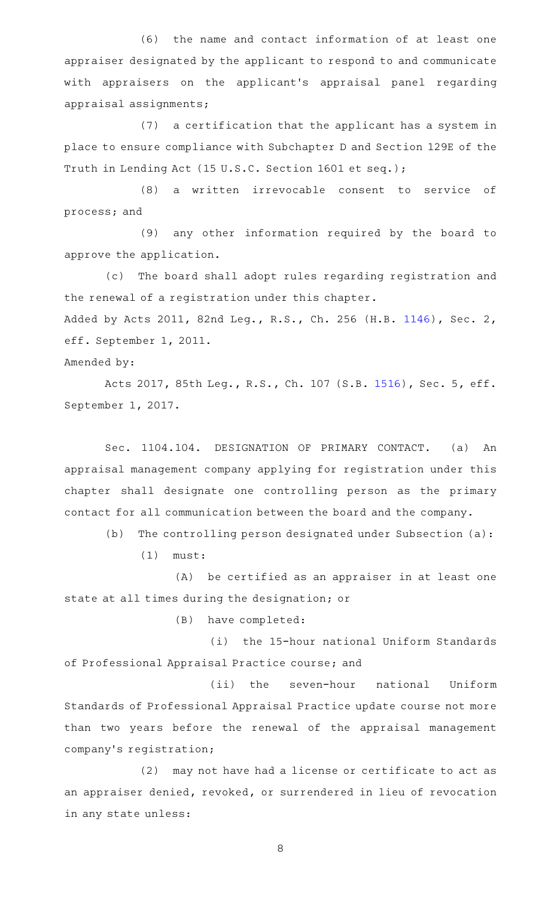(6) the name and contact information of at least one appraiser designated by the applicant to respond to and communicate with appraisers on the applicant's appraisal panel regarding appraisal assignments;

(7) a certification that the applicant has a system in place to ensure compliance with Subchapter D and Section 129E of the Truth in Lending Act (15 U.S.C. Section 1601 et seq.);

(8) a written irrevocable consent to service of process; and

(9) any other information required by the board to approve the application.

(c) The board shall adopt rules regarding registration and the renewal of a registration under this chapter.

Added by Acts 2011, 82nd Leg., R.S., Ch. 256 (H.B. 1146), Sec. 2, eff. September 1, 2011.

Amended by:

Acts 2017, 85th Leg., R.S., Ch. 107 (S.B. 1516), Sec. 5, eff. September 1, 2017.

Sec. 1104.104. DESIGNATION OF PRIMARY CONTACT. (a) An appraisal management company applying for registration under this chapter shall designate one controlling person as the primary contact for all communication between the board and the company.

(b) The controlling person designated under Subsection (a):

(1) must:

(A) be certified as an appraiser in at least one state at all times during the designation; or

(B) have completed:

(i) the 15-hour national Uniform Standards of Professional Appraisal Practice course; and

(ii) the seven-hour national Uniform Standards of Professional Appraisal Practice update course not more than two years before the renewal of the appraisal management company's registration;

(2) may not have had a license or certificate to act as an appraiser denied, revoked, or surrendered in lieu of revocation in any state unless: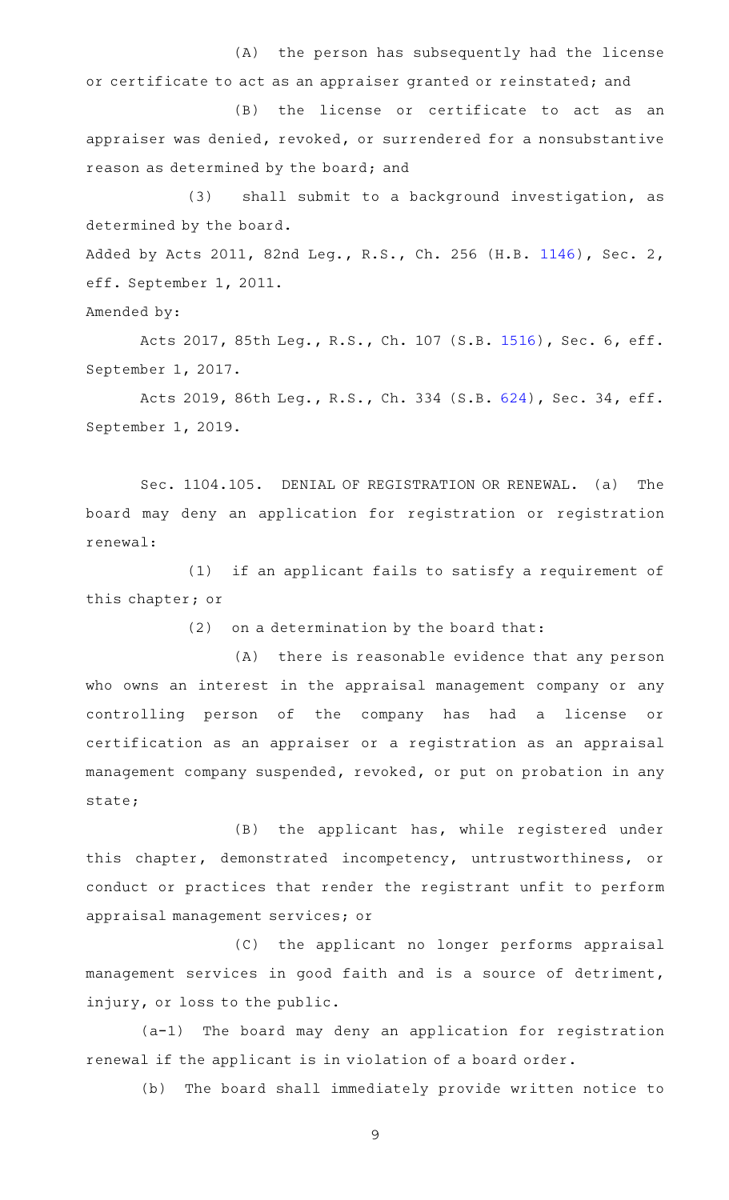(A) the person has subsequently had the license or certificate to act as an appraiser granted or reinstated; and

(B) the license or certificate to act as an appraiser was denied, revoked, or surrendered for a nonsubstantive reason as determined by the board; and

(3) shall submit to a background investigation, as determined by the board.

Added by Acts 2011, 82nd Leg., R.S., Ch. 256 (H.B. 1146), Sec. 2, eff. September 1, 2011.

Amended by:

Acts 2017, 85th Leg., R.S., Ch. 107 (S.B. 1516), Sec. 6, eff. September 1, 2017.

Acts 2019, 86th Leg., R.S., Ch. 334 (S.B. 624), Sec. 34, eff. September 1, 2019.

Sec. 1104.105. DENIAL OF REGISTRATION OR RENEWAL. (a) The board may deny an application for registration or registration renewal:

(1) if an applicant fails to satisfy a requirement of this chapter; or

(2) on a determination by the board that:

(A) there is reasonable evidence that any person who owns an interest in the appraisal management company or any controlling person of the company has had a license or certification as an appraiser or a registration as an appraisal management company suspended, revoked, or put on probation in any state;

(B) the applicant has, while registered under this chapter, demonstrated incompetency, untrustworthiness, or conduct or practices that render the registrant unfit to perform appraisal management services; or

(C) the applicant no longer performs appraisal management services in good faith and is a source of detriment, injury, or loss to the public.

(a-1) The board may deny an application for registration renewal if the applicant is in violation of a board order.

(b) The board shall immediately provide written notice to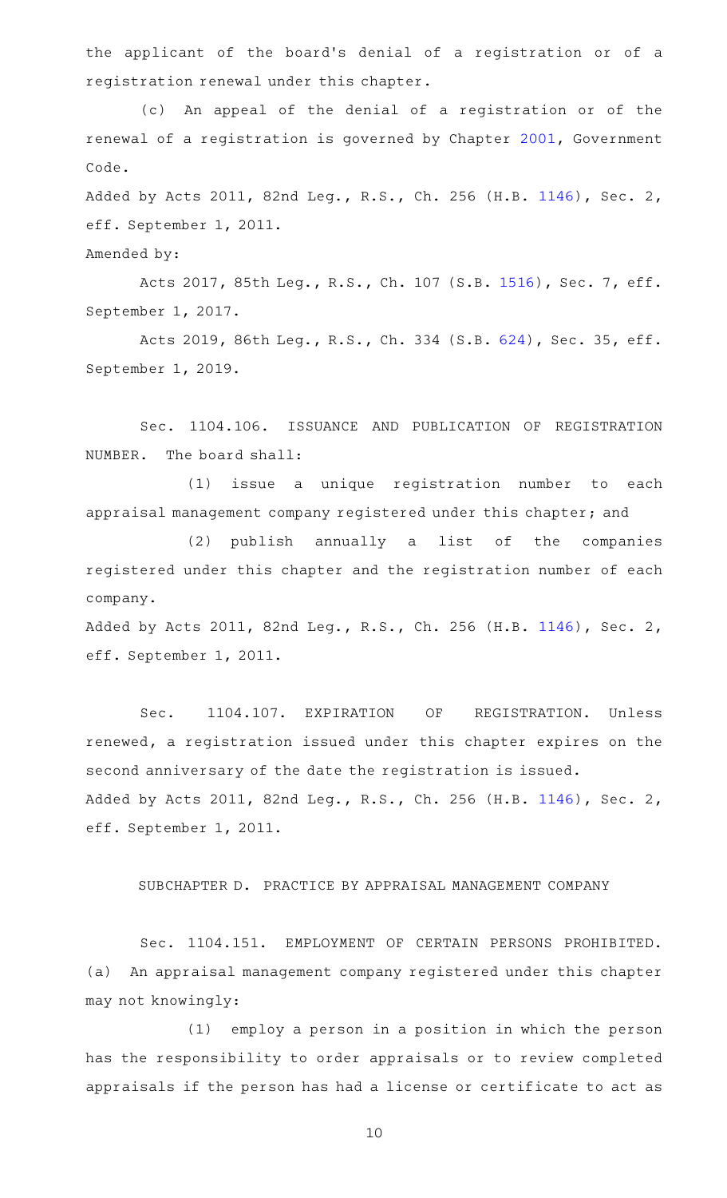the applicant of the board's denial of a registration or of a registration renewal under this chapter.

(c) An appeal of the denial of a registration or of the renewal of a registration is governed by Chapter 2001, Government Code.

Added by Acts 2011, 82nd Leg., R.S., Ch. 256 (H.B. 1146), Sec. 2, eff. September 1, 2011.

Amended by:

Acts 2017, 85th Leg., R.S., Ch. 107 (S.B. 1516), Sec. 7, eff. September 1, 2017.

Acts 2019, 86th Leg., R.S., Ch. 334 (S.B. 624), Sec. 35, eff. September 1, 2019.

Sec. 1104.106. ISSUANCE AND PUBLICATION OF REGISTRATION NUMBER. The board shall:

(1) issue a unique registration number to each appraisal management company registered under this chapter; and

(2) publish annually a list of the companies registered under this chapter and the registration number of each company.

Added by Acts 2011, 82nd Leg., R.S., Ch. 256 (H.B. 1146), Sec. 2, eff. September 1, 2011.

Sec. 1104.107. EXPIRATION OF REGISTRATION. Unless renewed, a registration issued under this chapter expires on the second anniversary of the date the registration is issued.

Added by Acts 2011, 82nd Leg., R.S., Ch. 256 (H.B. 1146), Sec. 2, eff. September 1, 2011.

SUBCHAPTER D. PRACTICE BY APPRAISAL MANAGEMENT COMPANY

Sec. 1104.151. EMPLOYMENT OF CERTAIN PERSONS PROHIBITED. (a) An appraisal management company registered under this chapter may not knowingly:

(1) employ a person in a position in which the person has the responsibility to order appraisals or to review completed appraisals if the person has had a license or certificate to act as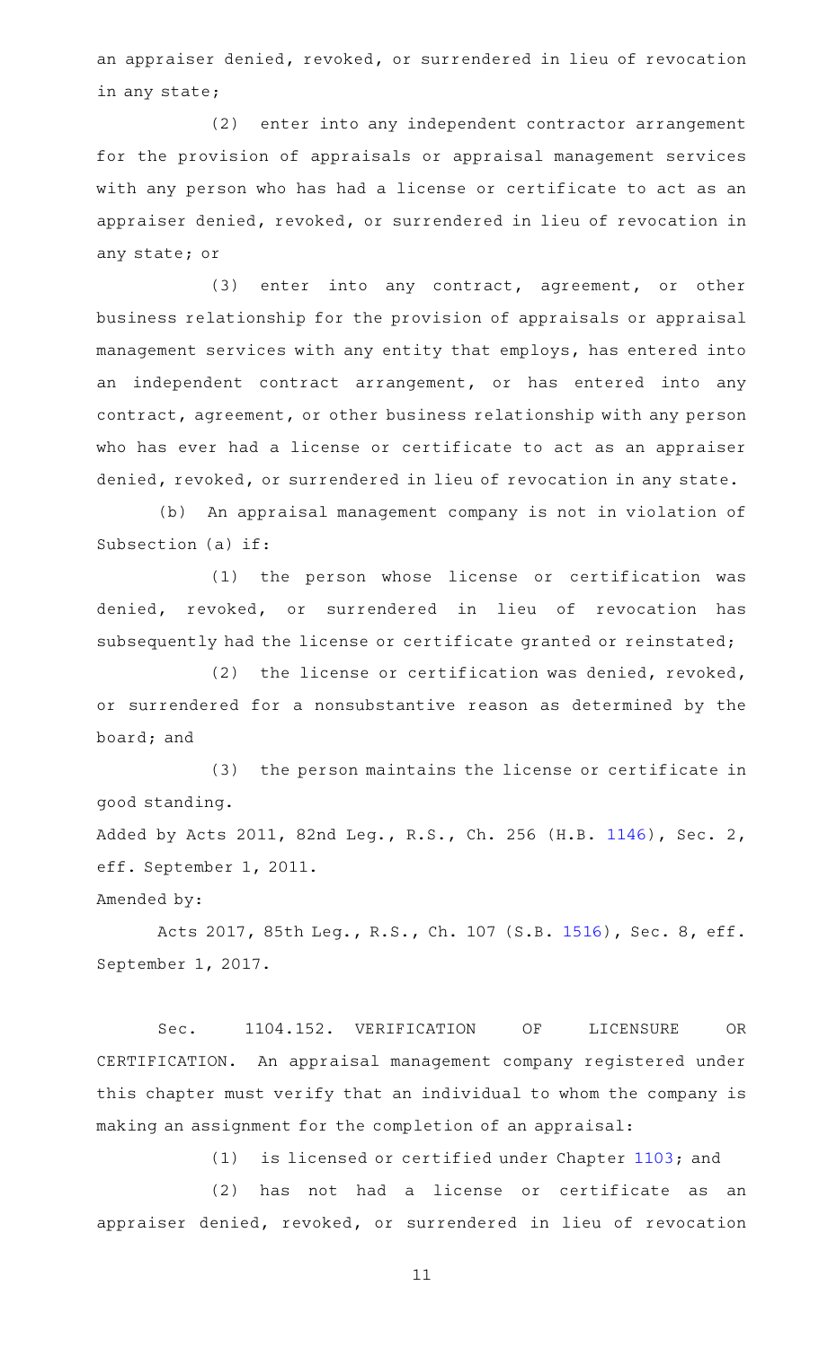an appraiser denied, revoked, or surrendered in lieu of revocation in any state;

(2) enter into any independent contractor arrangement for the provision of appraisals or appraisal management services with any person who has had a license or certificate to act as an appraiser denied, revoked, or surrendered in lieu of revocation in any state; or

(3) enter into any contract, agreement, or other business relationship for the provision of appraisals or appraisal management services with any entity that employs, has entered into an independent contract arrangement, or has entered into any contract, agreement, or other business relationship with any person who has ever had a license or certificate to act as an appraiser denied, revoked, or surrendered in lieu of revocation in any state.

(b) An appraisal management company is not in violation of Subsection (a) if:

(1) the person whose license or certification was denied, revoked, or surrendered in lieu of revocation has subsequently had the license or certificate granted or reinstated;

(2) the license or certification was denied, revoked, or surrendered for a nonsubstantive reason as determined by the board; and

(3) the person maintains the license or certificate in good standing.

Added by Acts 2011, 82nd Leg., R.S., Ch. 256 (H.B. 1146), Sec. 2, eff. September 1, 2011.

Amended by:

Acts 2017, 85th Leg., R.S., Ch. 107 (S.B. 1516), Sec. 8, eff. September 1, 2017.

Sec. 1104.152. VERIFICATION OF LICENSURE OR CERTIFICATION. An appraisal management company registered under this chapter must verify that an individual to whom the company is making an assignment for the completion of an appraisal:

(1) is licensed or certified under Chapter 1103; and

(2) has not had a license or certificate as an appraiser denied, revoked, or surrendered in lieu of revocation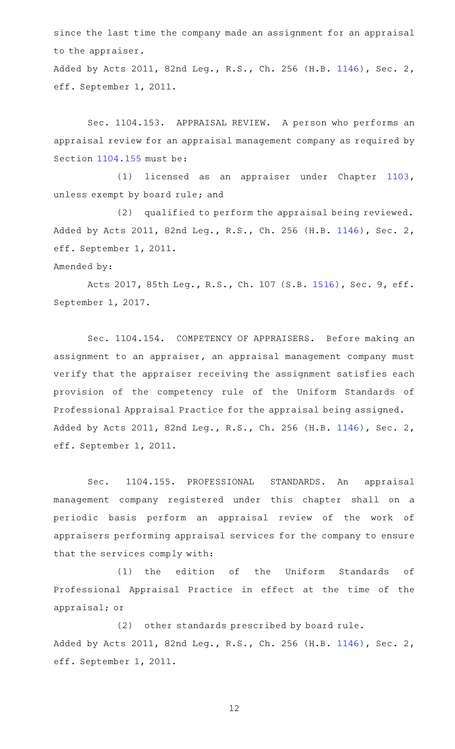since the last time the company made an assignment for an appraisal to the appraiser.

Added by Acts 2011, 82nd Leg., R.S., Ch. 256 (H.B. 1146), Sec. 2, eff. September 1, 2011.

Sec. 1104.153. APPRAISAL REVIEW. A person who performs an appraisal review for an appraisal management company as required by Section 1104.155 must be:

(1) licensed as an appraiser under Chapter 1103, unless exempt by board rule; and

(2) qualified to perform the appraisal being reviewed.

Added by Acts 2011, 82nd Leg., R.S., Ch. 256 (H.B. 1146), Sec. 2, eff. September 1, 2011.

Amended by:

Acts 2017, 85th Leg., R.S., Ch. 107 (S.B. 1516), Sec. 9, eff. September 1, 2017.

Sec. 1104.154. COMPETENCY OF APPRAISERS. Before making an assignment to an appraiser, an appraisal management company must verify that the appraiser receiving the assignment satisfies each provision of the competency rule of the Uniform Standards of Professional Appraisal Practice for the appraisal being assigned.

Added by Acts 2011, 82nd Leg., R.S., Ch. 256 (H.B. 1146), Sec. 2, eff. September 1, 2011.

Sec. 1104.155. PROFESSIONAL STANDARDS. An appraisal management company registered under this chapter shall on a periodic basis perform an appraisal review of the work of appraisers performing appraisal services for the company to ensure that the services comply with:

(1) the edition of the Uniform Standards of Professional Appraisal Practice in effect at the time of the appraisal; or

(2) other standards prescribed by board rule.

Added by Acts 2011, 82nd Leg., R.S., Ch. 256 (H.B. 1146), Sec. 2, eff. September 1, 2011.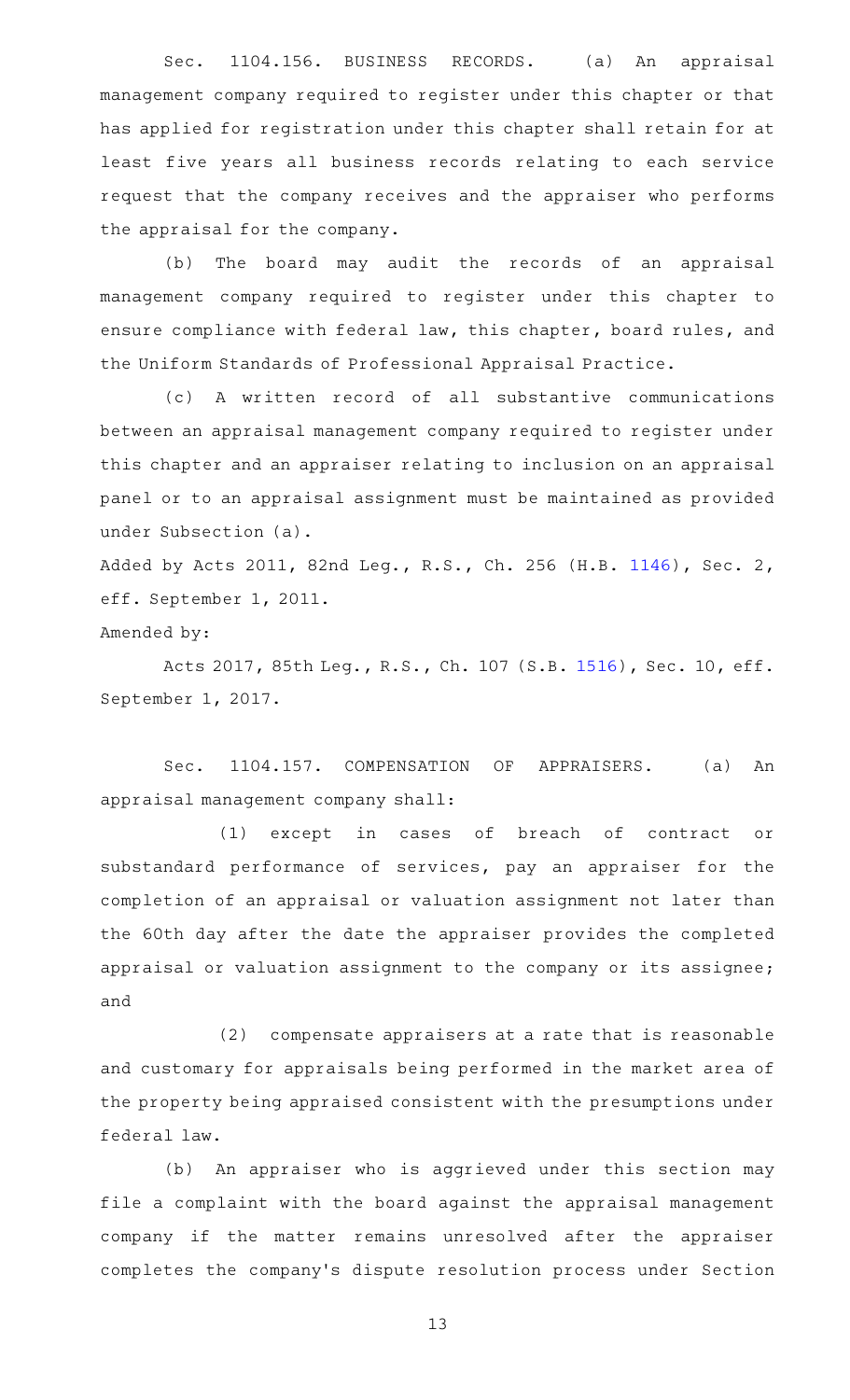Sec. 1104.156. BUSINESS RECORDS. (a) An appraisal management company required to register under this chapter or that has applied for registration under this chapter shall retain for at least five years all business records relating to each service request that the company receives and the appraiser who performs the appraisal for the company.

(b) The board may audit the records of an appraisal management company required to register under this chapter to ensure compliance with federal law, this chapter, board rules, and the Uniform Standards of Professional Appraisal Practice.

(c) A written record of all substantive communications between an appraisal management company required to register under this chapter and an appraiser relating to inclusion on an appraisal panel or to an appraisal assignment must be maintained as provided under Subsection (a).

Added by Acts 2011, 82nd Leg., R.S., Ch. 256 (H.B. 1146), Sec. 2, eff. September 1, 2011.

Amended by:

Acts 2017, 85th Leg., R.S., Ch. 107 (S.B. 1516), Sec. 10, eff. September 1, 2017.

Sec. 1104.157. COMPENSATION OF APPRAISERS. (a) An appraisal management company shall:

(1) except in cases of breach of contract or substandard performance of services, pay an appraiser for the completion of an appraisal or valuation assignment not later than the 60th day after the date the appraiser provides the completed appraisal or valuation assignment to the company or its assignee; and

(2) compensate appraisers at a rate that is reasonable and customary for appraisals being performed in the market area of the property being appraised consistent with the presumptions under federal law.

(b) An appraiser who is aggrieved under this section may file a complaint with the board against the appraisal management company if the matter remains unresolved after the appraiser completes the company's dispute resolution process under Section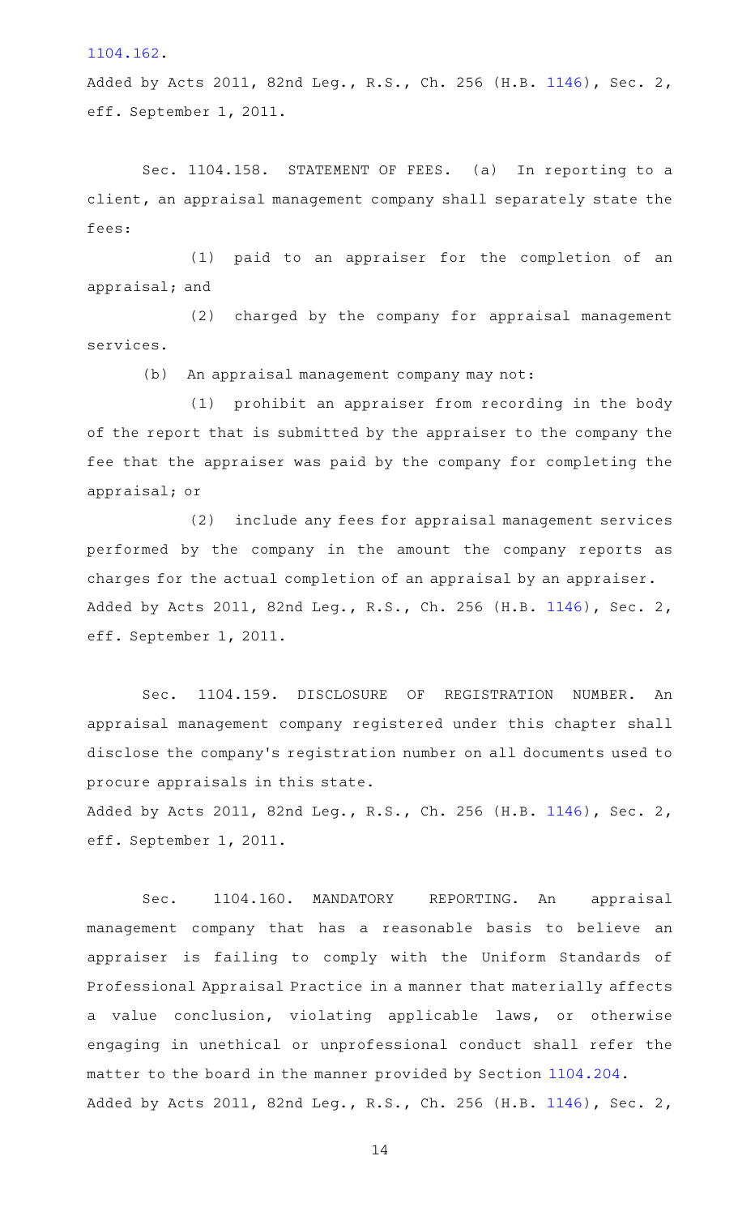1104.162.

Added by Acts 2011, 82nd Leg., R.S., Ch. 256 (H.B. 1146), Sec. 2, eff. September 1, 2011.

Sec. 1104.158. STATEMENT OF FEES. (a) In reporting to a client, an appraisal management company shall separately state the fees:

(1) paid to an appraiser for the completion of an appraisal; and

(2) charged by the company for appraisal management services.

(b) An appraisal management company may not:

(1) prohibit an appraiser from recording in the body of the report that is submitted by the appraiser to the company the fee that the appraiser was paid by the company for completing the appraisal; or

(2) include any fees for appraisal management services performed by the company in the amount the company reports as charges for the actual completion of an appraisal by an appraiser.

Added by Acts 2011, 82nd Leg., R.S., Ch. 256 (H.B. 1146), Sec. 2, eff. September 1, 2011.

Sec. 1104.159. DISCLOSURE OF REGISTRATION NUMBER. An appraisal management company registered under this chapter shall disclose the company's registration number on all documents used to procure appraisals in this state.

Added by Acts 2011, 82nd Leg., R.S., Ch. 256 (H.B. 1146), Sec. 2, eff. September 1, 2011.

Sec. 1104.160. MANDATORY REPORTING. An appraisal management company that has a reasonable basis to believe an appraiser is failing to comply with the Uniform Standards of Professional Appraisal Practice in a manner that materially affects a value conclusion, violating applicable laws, or otherwise engaging in unethical or unprofessional conduct shall refer the matter to the board in the manner provided by Section 1104.204.

Added by Acts 2011, 82nd Leg., R.S., Ch. 256 (H.B. 1146), Sec. 2,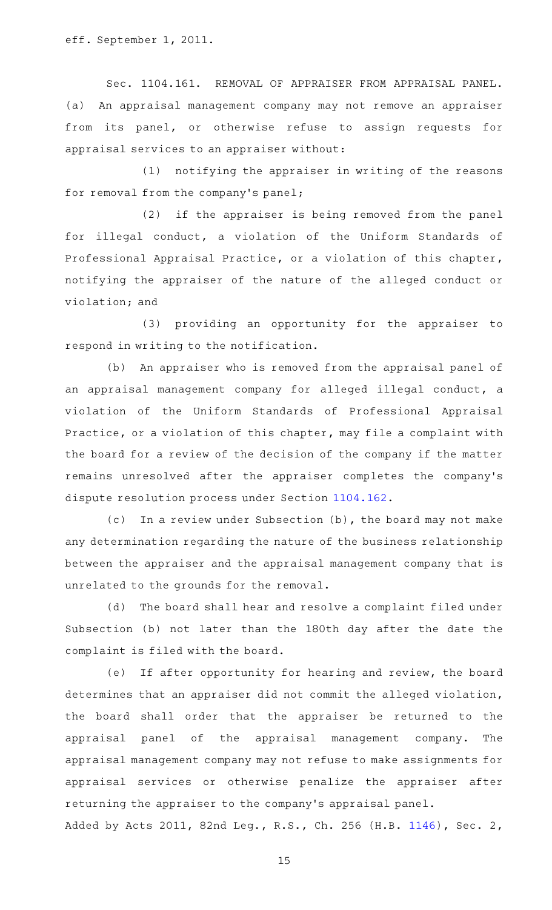eff. September 1, 2011.

Sec. 1104.161. REMOVAL OF APPRAISER FROM APPRAISAL PANEL. (a) An appraisal management company may not remove an appraiser from its panel, or otherwise refuse to assign requests for appraisal services to an appraiser without:

(1) notifying the appraiser in writing of the reasons for removal from the company's panel;

(2) if the appraiser is being removed from the panel for illegal conduct, a violation of the Uniform Standards of Professional Appraisal Practice, or a violation of this chapter, notifying the appraiser of the nature of the alleged conduct or violation; and

(3) providing an opportunity for the appraiser to respond in writing to the notification.

(b) An appraiser who is removed from the appraisal panel of an appraisal management company for alleged illegal conduct, a violation of the Uniform Standards of Professional Appraisal Practice, or a violation of this chapter, may file a complaint with the board for a review of the decision of the company if the matter remains unresolved after the appraiser completes the company's dispute resolution process under Section 1104.162.

(c) In a review under Subsection (b), the board may not make any determination regarding the nature of the business relationship between the appraiser and the appraisal management company that is unrelated to the grounds for the removal.

(d) The board shall hear and resolve a complaint filed under Subsection (b) not later than the 180th day after the date the complaint is filed with the board.

(e) If after opportunity for hearing and review, the board determines that an appraiser did not commit the alleged violation, the board shall order that the appraiser be returned to the appraisal panel of the appraisal management company. The appraisal management company may not refuse to make assignments for appraisal services or otherwise penalize the appraiser after returning the appraiser to the company's appraisal panel.

Added by Acts 2011, 82nd Leg., R.S., Ch. 256 (H.B. 1146), Sec. 2,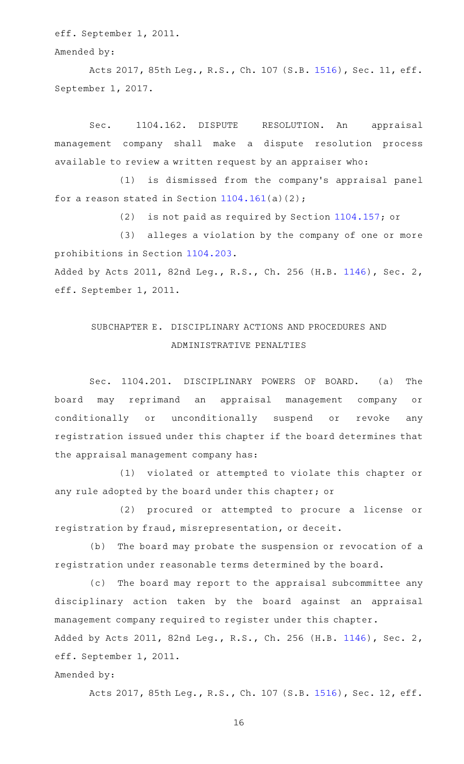eff. September 1, 2011.

Amended by:

Acts 2017, 85th Leg., R.S., Ch. 107 (S.B. 1516), Sec. 11, eff. September 1, 2017.

Sec. 1104.162. DISPUTE RESOLUTION. An appraisal management company shall make a dispute resolution process available to review a written request by an appraiser who:

(1) is dismissed from the company's appraisal panel for a reason stated in Section 1104.161(a)(2);

(2) is not paid as required by Section 1104.157; or

(3) alleges a violation by the company of one or more prohibitions in Section 1104.203.

Added by Acts 2011, 82nd Leg., R.S., Ch. 256 (H.B. 1146), Sec. 2, eff. September 1, 2011.

## SUBCHAPTER E. DISCIPLINARY ACTIONS AND PROCEDURES AND ADMINISTRATIVE PENALTIES

Sec. 1104.201. DISCIPLINARY POWERS OF BOARD. (a) The board may reprimand an appraisal management company or conditionally or unconditionally suspend or revoke any registration issued under this chapter if the board determines that the appraisal management company has:

(1) violated or attempted to violate this chapter or any rule adopted by the board under this chapter; or

(2) procured or attempted to procure a license or registration by fraud, misrepresentation, or deceit.

(b) The board may probate the suspension or revocation of a registration under reasonable terms determined by the board.

(c) The board may report to the appraisal subcommittee any disciplinary action taken by the board against an appraisal management company required to register under this chapter.

Added by Acts 2011, 82nd Leg., R.S., Ch. 256 (H.B. 1146), Sec. 2, eff. September 1, 2011.

Amended by:

Acts 2017, 85th Leg., R.S., Ch. 107 (S.B. 1516), Sec. 12, eff.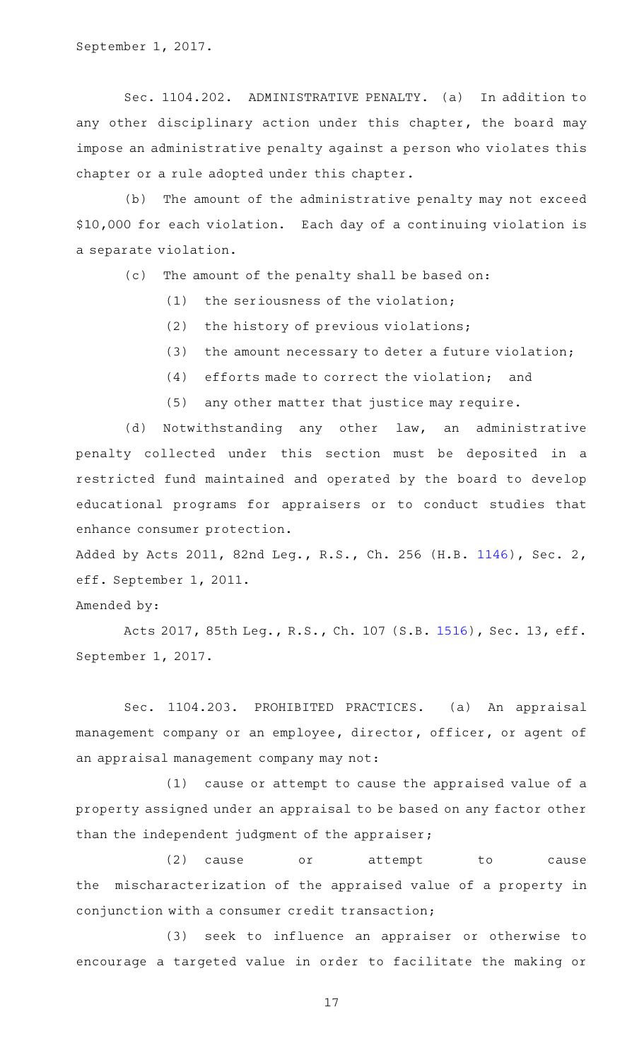September 1, 2017.

Sec. 1104.202. ADMINISTRATIVE PENALTY. (a) In addition to any other disciplinary action under this chapter, the board may impose an administrative penalty against a person who violates this chapter or a rule adopted under this chapter.

(b) The amount of the administrative penalty may not exceed $10,000 for each violation. Each day of a continuing violation is a separate violation.

(c) The amount of the penalty shall be based on:

(1) the seriousness of the violation;

(2) the history of previous violations;

(3) the amount necessary to deter a future violation;

(4) efforts made to correct the violation; and

(5) any other matter that justice may require.

(d) Notwithstanding any other law, an administrative penalty collected under this section must be deposited in a restricted fund maintained and operated by the board to develop educational programs for appraisers or to conduct studies that enhance consumer protection.

Added by Acts 2011, 82nd Leg., R.S., Ch. 256 (H.B. 1146), Sec. 2, eff. September 1, 2011.

Amended by:

Acts 2017, 85th Leg., R.S., Ch. 107 (S.B. 1516), Sec. 13, eff. September 1, 2017.

Sec. 1104.203. PROHIBITED PRACTICES. (a) An appraisal management company or an employee, director, officer, or agent of an appraisal management company may not:

(1) cause or attempt to cause the appraised value of a property assigned under an appraisal to be based on any factor other than the independent judgment of the appraiser;

(2) cause or attempt to cause the mischaracterization of the appraised value of a property in conjunction with a consumer credit transaction;

(3) seek to influence an appraiser or otherwise to encourage a targeted value in order to facilitate the making or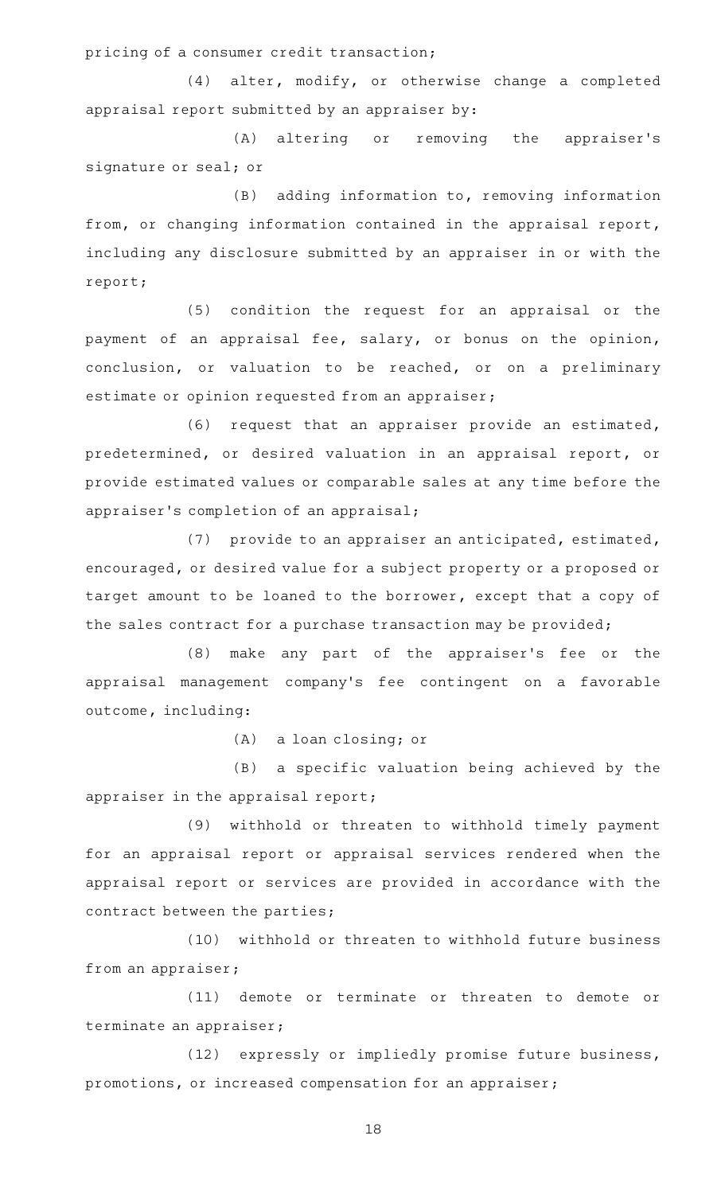pricing of a consumer credit transaction;

(4) alter, modify, or otherwise change a completed appraisal report submitted by an appraiser by:

(A) altering or removing the appraiser's signature or seal; or

(B) adding information to, removing information from, or changing information contained in the appraisal report, including any disclosure submitted by an appraiser in or with the report;

(5) condition the request for an appraisal or the payment of an appraisal fee, salary, or bonus on the opinion, conclusion, or valuation to be reached, or on a preliminary estimate or opinion requested from an appraiser;

(6) request that an appraiser provide an estimated, predetermined, or desired valuation in an appraisal report, or provide estimated values or comparable sales at any time before the appraiser's completion of an appraisal;

(7) provide to an appraiser an anticipated, estimated, encouraged, or desired value for a subject property or a proposed or target amount to be loaned to the borrower, except that a copy of the sales contract for a purchase transaction may be provided;

(8) make any part of the appraiser's fee or the appraisal management company's fee contingent on a favorable outcome, including:

(A) a loan closing; or

(B) a specific valuation being achieved by the appraiser in the appraisal report;

(9) withhold or threaten to withhold timely payment for an appraisal report or appraisal services rendered when the appraisal report or services are provided in accordance with the contract between the parties;

(10) withhold or threaten to withhold future business from an appraiser;

(11) demote or terminate or threaten to demote or terminate an appraiser;

(12) expressly or impliedly promise future business, promotions, or increased compensation for an appraiser;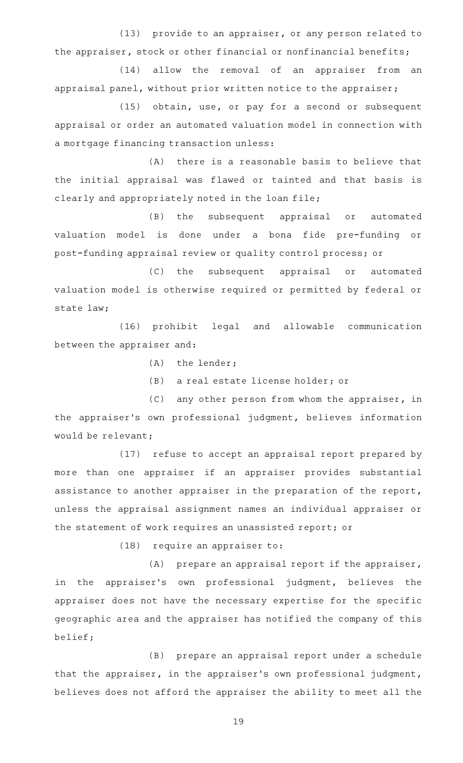(13) provide to an appraiser, or any person related to the appraiser, stock or other financial or nonfinancial benefits;

(14) allow the removal of an appraiser from an appraisal panel, without prior written notice to the appraiser;

(15) obtain, use, or pay for a second or subsequent appraisal or order an automated valuation model in connection with a mortgage financing transaction unless:

(A) there is a reasonable basis to believe that the initial appraisal was flawed or tainted and that basis is clearly and appropriately noted in the loan file;

(B) the subsequent appraisal or automated valuation model is done under a bona fide pre-funding or post-funding appraisal review or quality control process; or

(C) the subsequent appraisal or automated valuation model is otherwise required or permitted by federal or state law;

(16) prohibit legal and allowable communication between the appraiser and:

(A) the lender;

(B) a real estate license holder; or

(C) any other person from whom the appraiser, in the appraiser's own professional judgment, believes information would be relevant;

(17) refuse to accept an appraisal report prepared by more than one appraiser if an appraiser provides substantial assistance to another appraiser in the preparation of the report, unless the appraisal assignment names an individual appraiser or the statement of work requires an unassisted report; or

(18) require an appraiser to:

(A) prepare an appraisal report if the appraiser, in the appraiser's own professional judgment, believes the appraiser does not have the necessary expertise for the specific geographic area and the appraiser has notified the company of this belief;

(B) prepare an appraisal report under a schedule that the appraiser, in the appraiser's own professional judgment, believes does not afford the appraiser the ability to meet all the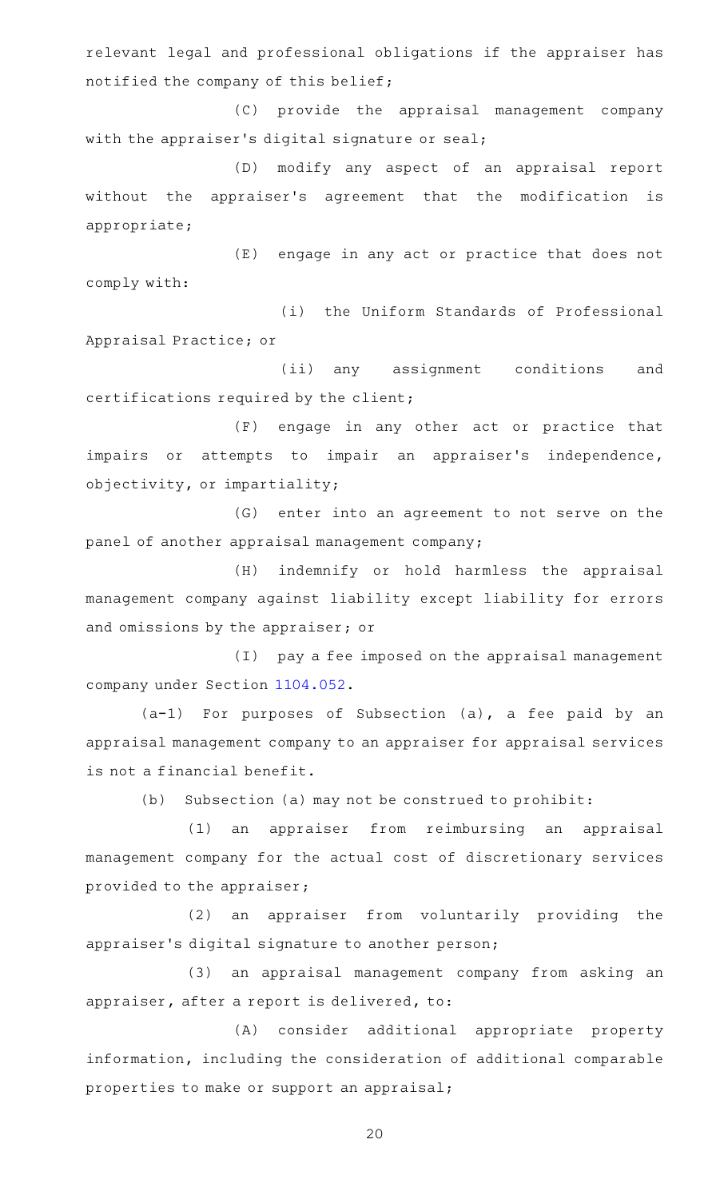relevant legal and professional obligations if the appraiser has notified the company of this belief;

(C) provide the appraisal management company with the appraiser's digital signature or seal;

(D) modify any aspect of an appraisal report without the appraiser's agreement that the modification is appropriate;

(E) engage in any act or practice that does not comply with:

(i) the Uniform Standards of Professional Appraisal Practice; or

(ii) any assignment conditions and certifications required by the client;

(F) engage in any other act or practice that impairs or attempts to impair an appraiser's independence, objectivity, or impartiality;

(G) enter into an agreement to not serve on the panel of another appraisal management company;

(H) indemnify or hold harmless the appraisal management company against liability except liability for errors and omissions by the appraiser; or

(I) pay a fee imposed on the appraisal management company under Section 1104.052.

(a-1) For purposes of Subsection (a), a fee paid by an appraisal management company to an appraiser for appraisal services is not a financial benefit.

(b) Subsection (a) may not be construed to prohibit:

(1) an appraiser from reimbursing an appraisal management company for the actual cost of discretionary services provided to the appraiser;

(2) an appraiser from voluntarily providing the appraiser's digital signature to another person;

(3) an appraisal management company from asking an appraiser, after a report is delivered, to:

(A) consider additional appropriate property information, including the consideration of additional comparable properties to make or support an appraisal;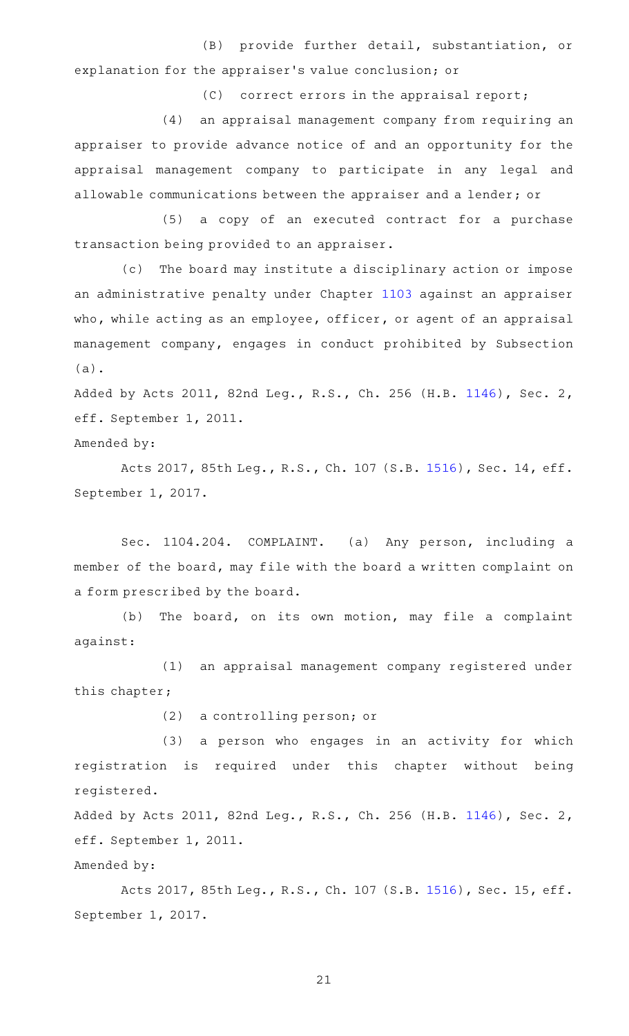(B) provide further detail, substantiation, or explanation for the appraiser's value conclusion; or

(C) correct errors in the appraisal report;

(4) an appraisal management company from requiring an appraiser to provide advance notice of and an opportunity for the appraisal management company to participate in any legal and allowable communications between the appraiser and a lender; or

(5) a copy of an executed contract for a purchase transaction being provided to an appraiser.

(c) The board may institute a disciplinary action or impose an administrative penalty under Chapter 1103 against an appraiser who, while acting as an employee, officer, or agent of an appraisal management company, engages in conduct prohibited by Subsection (a).

Added by Acts 2011, 82nd Leg., R.S., Ch. 256 (H.B. 1146), Sec. 2, eff. September 1, 2011.

Amended by:

Acts 2017, 85th Leg., R.S., Ch. 107 (S.B. 1516), Sec. 14, eff. September 1, 2017.

Sec. 1104.204. COMPLAINT. (a) Any person, including a member of the board, may file with the board a written complaint on a form prescribed by the board.

(b) The board, on its own motion, may file a complaint against:

(1) an appraisal management company registered under this chapter;

(2) a controlling person; or

(3) a person who engages in an activity for which registration is required under this chapter without being registered.

Added by Acts 2011, 82nd Leg., R.S., Ch. 256 (H.B. 1146), Sec. 2, eff. September 1, 2011.

Amended by:

Acts 2017, 85th Leg., R.S., Ch. 107 (S.B. 1516), Sec. 15, eff. September 1, 2017.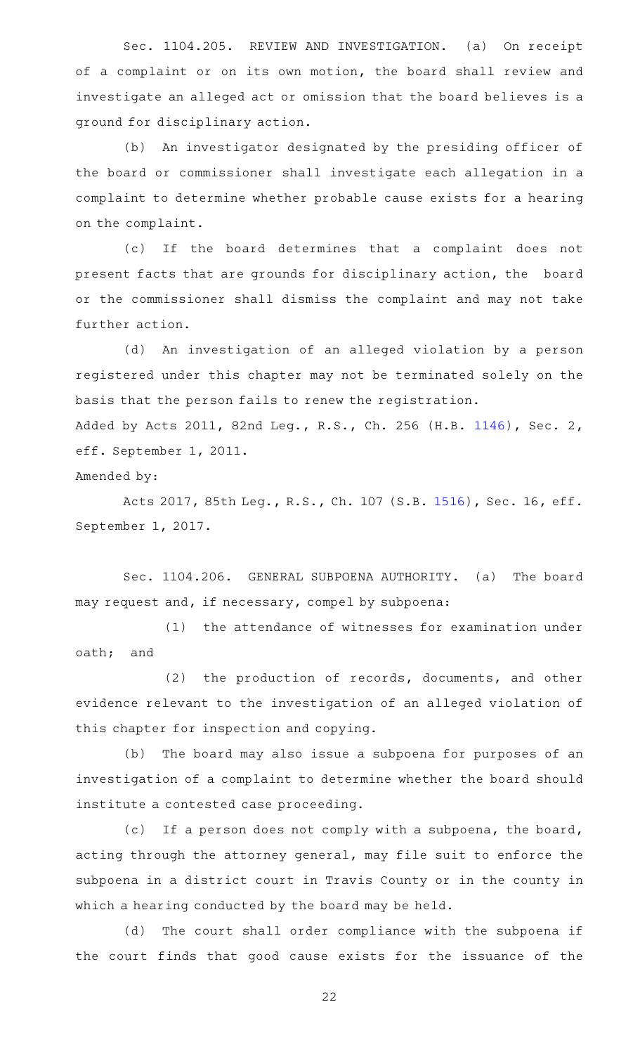Sec. 1104.205. REVIEW AND INVESTIGATION. (a) On receipt of a complaint or on its own motion, the board shall review and investigate an alleged act or omission that the board believes is a ground for disciplinary action.

(b) An investigator designated by the presiding officer of the board or commissioner shall investigate each allegation in a complaint to determine whether probable cause exists for a hearing on the complaint.

(c) If the board determines that a complaint does not present facts that are grounds for disciplinary action, the board or the commissioner shall dismiss the complaint and may not take further action.

(d) An investigation of an alleged violation by a person registered under this chapter may not be terminated solely on the basis that the person fails to renew the registration.

Added by Acts 2011, 82nd Leg., R.S., Ch. 256 (H.B. 1146), Sec. 2, eff. September 1, 2011.

Amended by:

Acts 2017, 85th Leg., R.S., Ch. 107 (S.B. 1516), Sec. 16, eff. September 1, 2017.

Sec. 1104.206. GENERAL SUBPOENA AUTHORITY. (a) The board may request and, if necessary, compel by subpoena:

(1) the attendance of witnesses for examination under oath; and

(2) the production of records, documents, and other evidence relevant to the investigation of an alleged violation of this chapter for inspection and copying.

(b) The board may also issue a subpoena for purposes of an investigation of a complaint to determine whether the board should institute a contested case proceeding.

(c) If a person does not comply with a subpoena, the board, acting through the attorney general, may file suit to enforce the subpoena in a district court in Travis County or in the county in which a hearing conducted by the board may be held.

(d) The court shall order compliance with the subpoena if the court finds that good cause exists for the issuance of the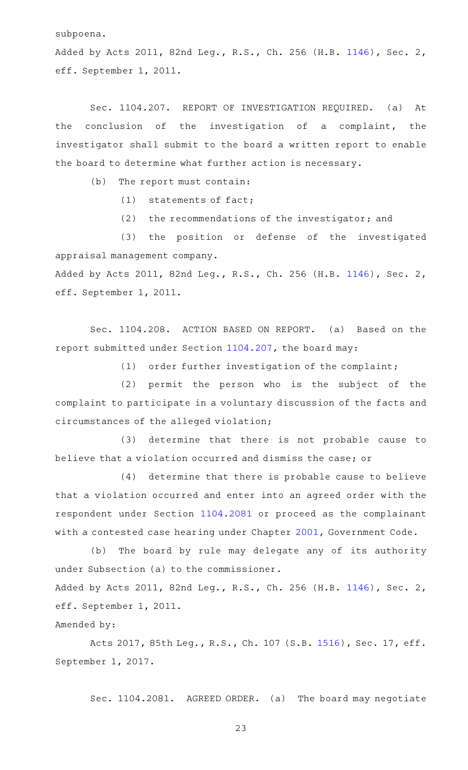subpoena.

Added by Acts 2011, 82nd Leg., R.S., Ch. 256 (H.B. 1146), Sec. 2, eff. September 1, 2011.

Sec. 1104.207. REPORT OF INVESTIGATION REQUIRED. (a) At the conclusion of the investigation of a complaint, the investigator shall submit to the board a written report to enable the board to determine what further action is necessary.

(b) The report must contain:

(1) statements of fact;

(2) the recommendations of the investigator; and

(3) the position or defense of the investigated appraisal management company.

Added by Acts 2011, 82nd Leg., R.S., Ch. 256 (H.B. 1146), Sec. 2, eff. September 1, 2011.

Sec. 1104.208. ACTION BASED ON REPORT. (a) Based on the report submitted under Section 1104.207, the board may:

(1) order further investigation of the complaint;

(2) permit the person who is the subject of the complaint to participate in a voluntary discussion of the facts and circumstances of the alleged violation;

(3) determine that there is not probable cause to believe that a violation occurred and dismiss the case; or

(4) determine that there is probable cause to believe that a violation occurred and enter into an agreed order with the respondent under Section 1104.2081 or proceed as the complainant with a contested case hearing under Chapter 2001, Government Code.

(b) The board by rule may delegate any of its authority under Subsection (a) to the commissioner.

Added by Acts 2011, 82nd Leg., R.S., Ch. 256 (H.B. 1146), Sec. 2, eff. September 1, 2011.

Amended by:

Acts 2017, 85th Leg., R.S., Ch. 107 (S.B. 1516), Sec. 17, eff. September 1, 2017.

Sec. 1104.2081. AGREED ORDER. (a) The board may negotiate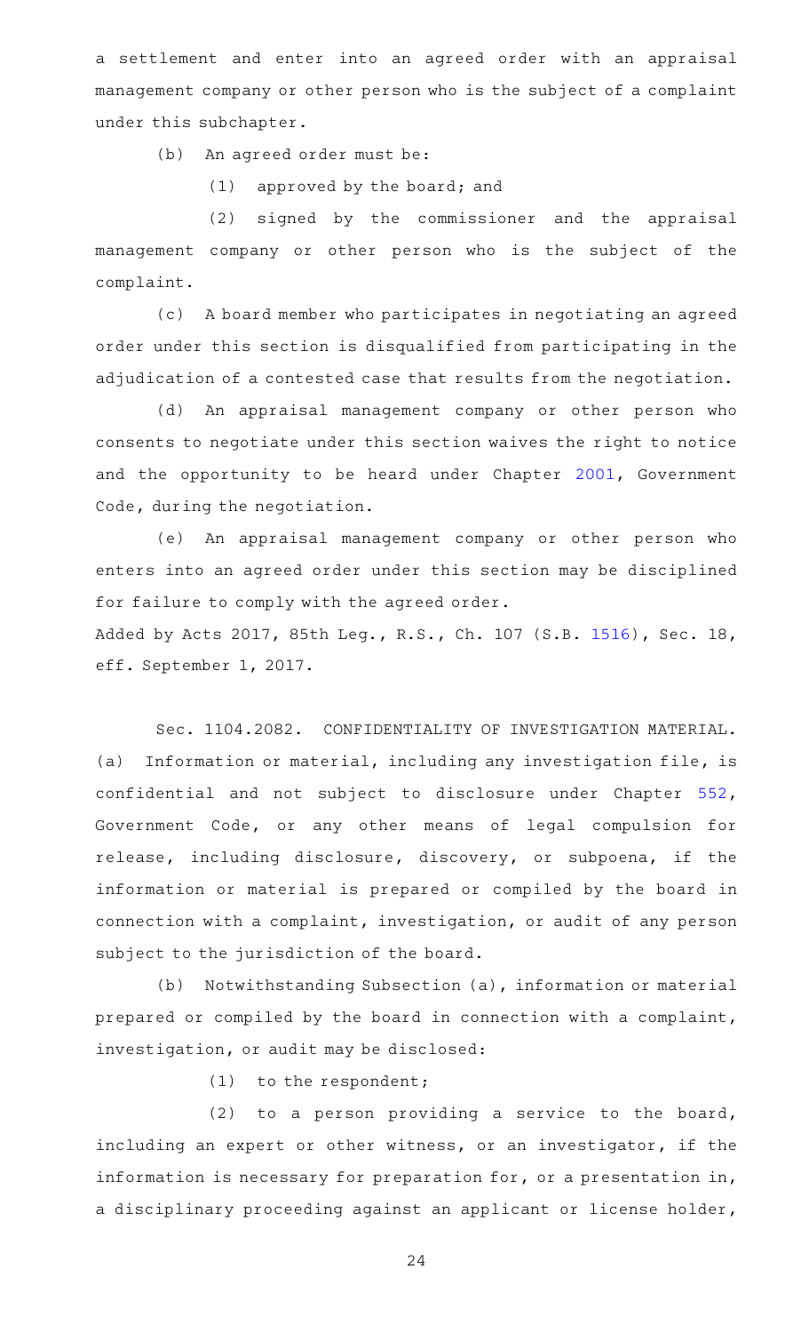a settlement and enter into an agreed order with an appraisal management company or other person who is the subject of a complaint under this subchapter.

(b) An agreed order must be:

(1) approved by the board; and

(2) signed by the commissioner and the appraisal management company or other person who is the subject of the complaint.

(c) A board member who participates in negotiating an agreed order under this section is disqualified from participating in the adjudication of a contested case that results from the negotiation.

(d) An appraisal management company or other person who consents to negotiate under this section waives the right to notice and the opportunity to be heard under Chapter 2001, Government Code, during the negotiation.

(e) An appraisal management company or other person who enters into an agreed order under this section may be disciplined for failure to comply with the agreed order.

Added by Acts 2017, 85th Leg., R.S., Ch. 107 (S.B. 1516), Sec. 18, eff. September 1, 2017.

Sec. 1104.2082. CONFIDENTIALITY OF INVESTIGATION MATERIAL. (a) Information or material, including any investigation file, is confidential and not subject to disclosure under Chapter 552, Government Code, or any other means of legal compulsion for release, including disclosure, discovery, or subpoena, if the information or material is prepared or compiled by the board in connection with a complaint, investigation, or audit of any person subject to the jurisdiction of the board.

(b) Notwithstanding Subsection (a), information or material prepared or compiled by the board in connection with a complaint, investigation, or audit may be disclosed:

(1) to the respondent;

(2) to a person providing a service to the board, including an expert or other witness, or an investigator, if the information is necessary for preparation for, or a presentation in, a disciplinary proceeding against an applicant or license holder,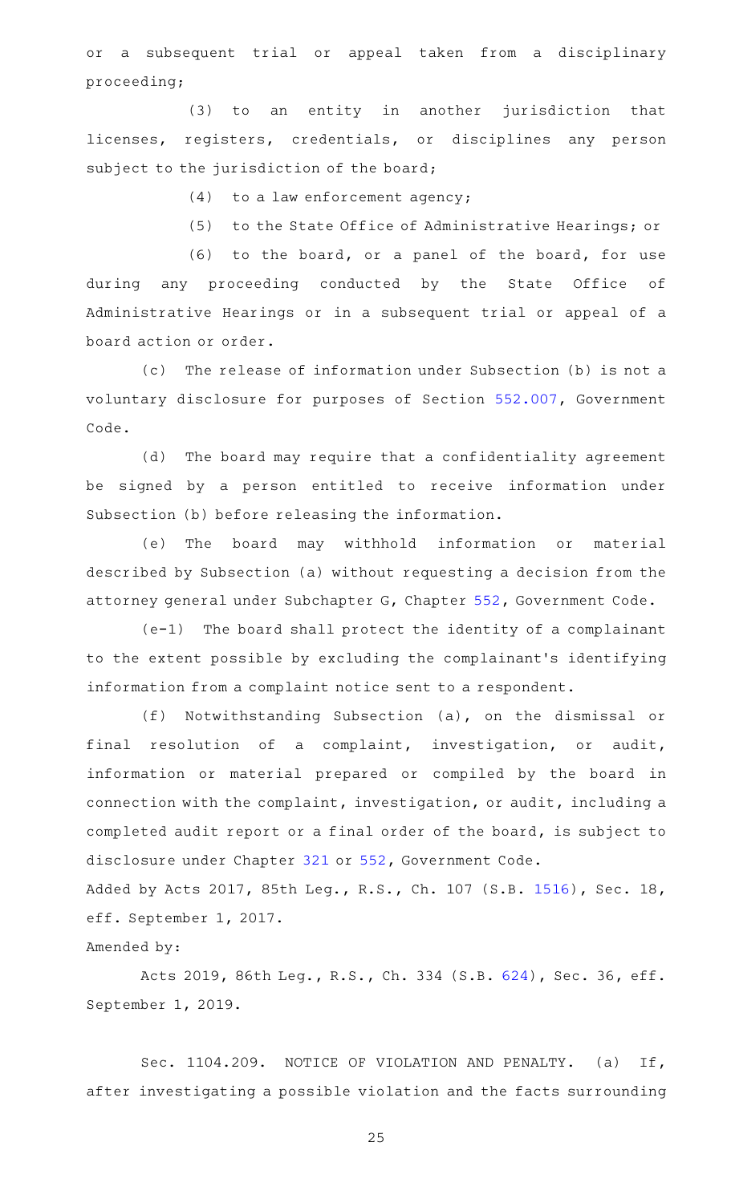or a subsequent trial or appeal taken from a disciplinary proceeding;

(3) to an entity in another jurisdiction that licenses, registers, credentials, or disciplines any person subject to the jurisdiction of the board;

(4) to a law enforcement agency;

(5) to the State Office of Administrative Hearings; or

(6) to the board, or a panel of the board, for use during any proceeding conducted by the State Office of Administrative Hearings or in a subsequent trial or appeal of a board action or order.

(c) The release of information under Subsection (b) is not a voluntary disclosure for purposes of Section 552.007, Government Code.

(d) The board may require that a confidentiality agreement be signed by a person entitled to receive information under Subsection (b) before releasing the information.

(e) The board may withhold information or material described by Subsection (a) without requesting a decision from the attorney general under Subchapter G, Chapter 552, Government Code.

(e-1) The board shall protect the identity of a complainant to the extent possible by excluding the complainant's identifying information from a complaint notice sent to a respondent.

(f) Notwithstanding Subsection (a), on the dismissal or final resolution of a complaint, investigation, or audit, information or material prepared or compiled by the board in connection with the complaint, investigation, or audit, including a completed audit report or a final order of the board, is subject to disclosure under Chapter 321 or 552, Government Code.

Added by Acts 2017, 85th Leg., R.S., Ch. 107 (S.B. 1516), Sec. 18, eff. September 1, 2017.

Amended by:

Acts 2019, 86th Leg., R.S., Ch. 334 (S.B. 624), Sec. 36, eff. September 1, 2019.

Sec. 1104.209. NOTICE OF VIOLATION AND PENALTY. (a) If, after investigating a possible violation and the facts surrounding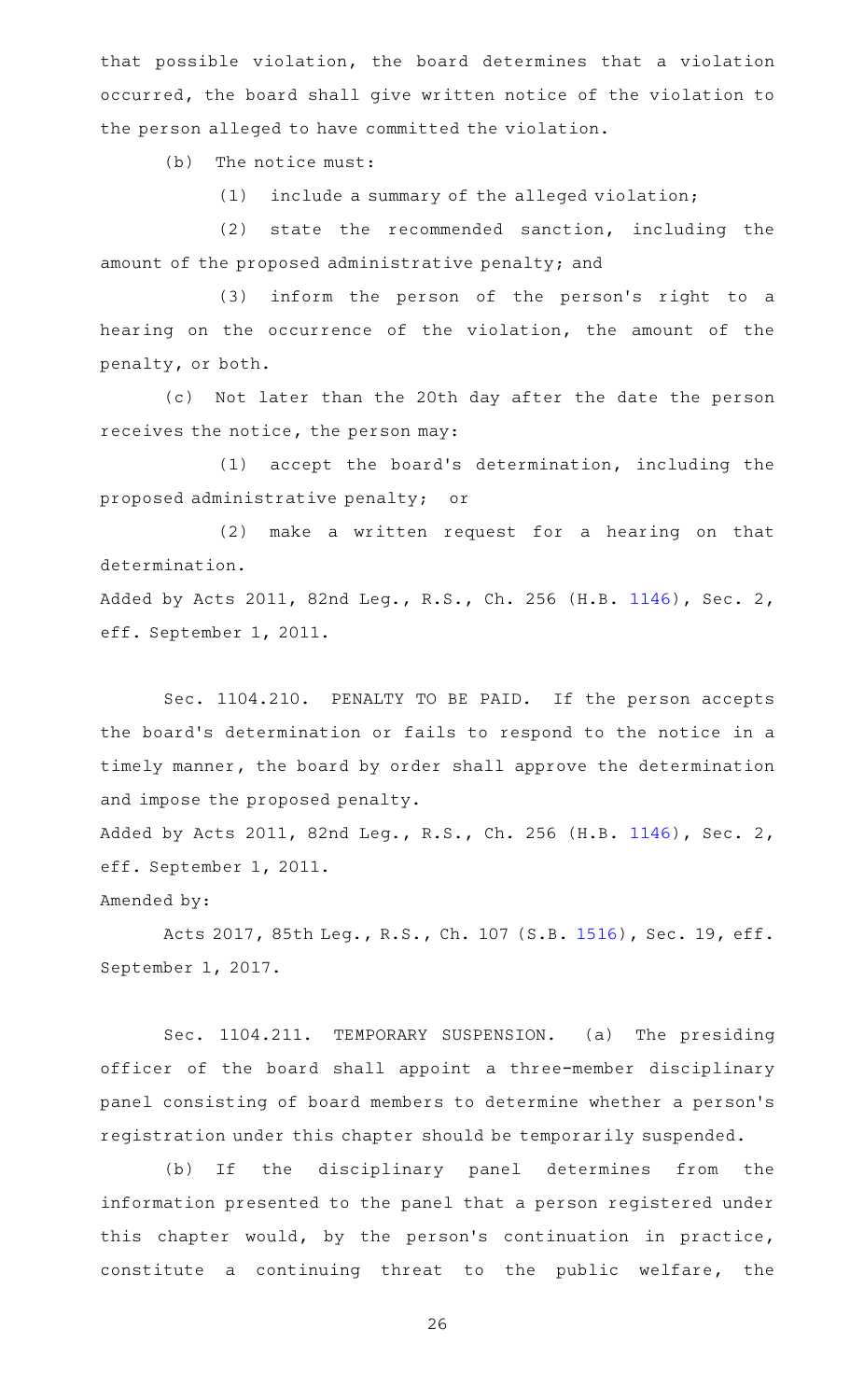that possible violation, the board determines that a violation occurred, the board shall give written notice of the violation to the person alleged to have committed the violation.

(b) The notice must:

(1) include a summary of the alleged violation;

(2) state the recommended sanction, including the amount of the proposed administrative penalty; and

(3) inform the person of the person's right to a hearing on the occurrence of the violation, the amount of the penalty, or both.

(c) Not later than the 20th day after the date the person receives the notice, the person may:

(1) accept the board's determination, including the proposed administrative penalty; or

(2) make a written request for a hearing on that determination.

Added by Acts 2011, 82nd Leg., R.S., Ch. 256 (H.B. 1146), Sec. 2, eff. September 1, 2011.

Sec. 1104.210. PENALTY TO BE PAID. If the person accepts the board's determination or fails to respond to the notice in a timely manner, the board by order shall approve the determination and impose the proposed penalty.

Added by Acts 2011, 82nd Leg., R.S., Ch. 256 (H.B. 1146), Sec. 2, eff. September 1, 2011.

Amended by:

Acts 2017, 85th Leg., R.S., Ch. 107 (S.B. 1516), Sec. 19, eff. September 1, 2017.

Sec. 1104.211. TEMPORARY SUSPENSION. (a) The presiding officer of the board shall appoint a three-member disciplinary panel consisting of board members to determine whether a person's registration under this chapter should be temporarily suspended.

(b) If the disciplinary panel determines from the information presented to the panel that a person registered under this chapter would, by the person's continuation in practice, constitute a continuing threat to the public welfare, the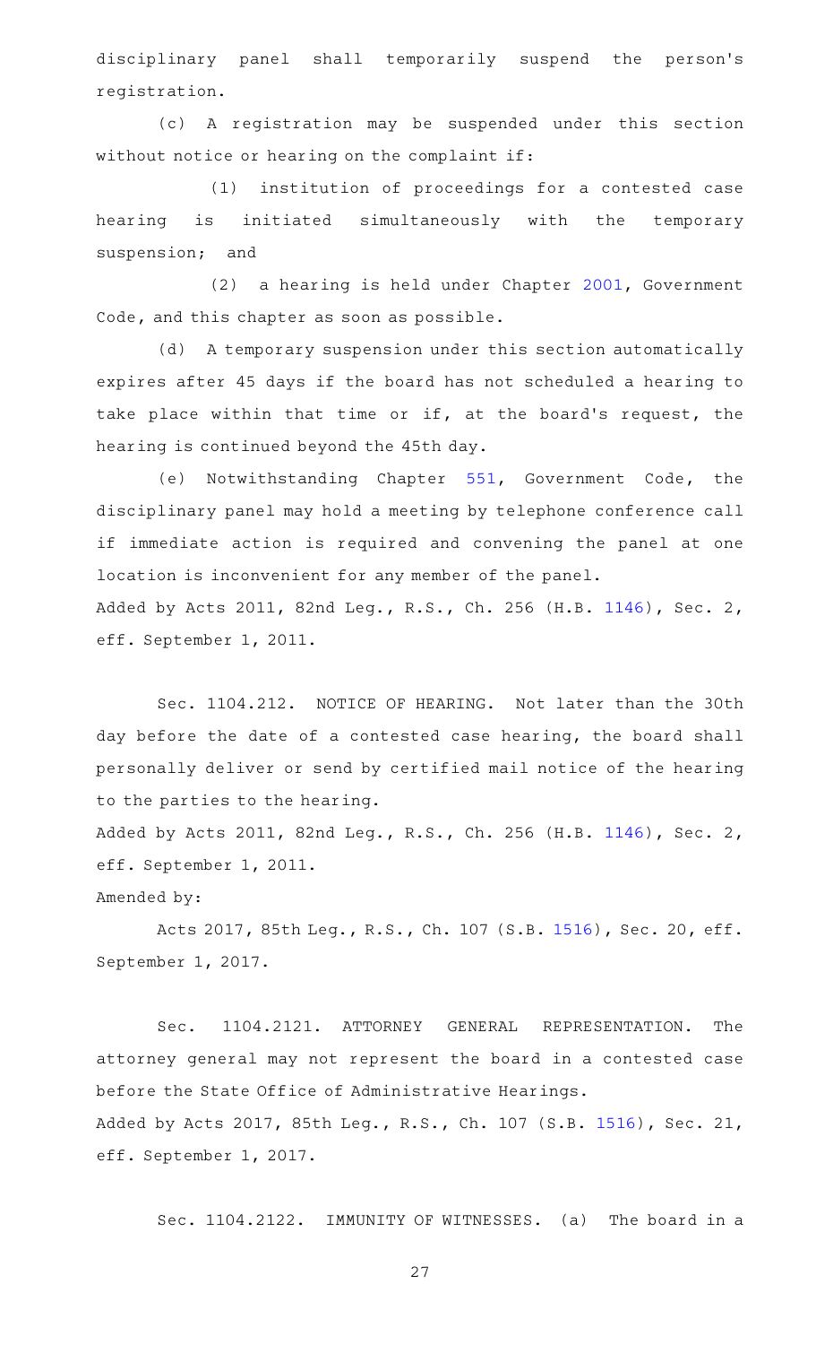disciplinary panel shall temporarily suspend the person's registration.

(c) A registration may be suspended under this section without notice or hearing on the complaint if:

(1) institution of proceedings for a contested case hearing is initiated simultaneously with the temporary suspension; and

(2) a hearing is held under Chapter 2001, Government Code, and this chapter as soon as possible.

(d) A temporary suspension under this section automatically expires after 45 days if the board has not scheduled a hearing to take place within that time or if, at the board's request, the hearing is continued beyond the 45th day.

(e) Notwithstanding Chapter 551, Government Code, the disciplinary panel may hold a meeting by telephone conference call if immediate action is required and convening the panel at one location is inconvenient for any member of the panel.

Added by Acts 2011, 82nd Leg., R.S., Ch. 256 (H.B. 1146), Sec. 2, eff. September 1, 2011.

Sec. 1104.212. NOTICE OF HEARING. Not later than the 30th day before the date of a contested case hearing, the board shall personally deliver or send by certified mail notice of the hearing to the parties to the hearing.

Added by Acts 2011, 82nd Leg., R.S., Ch. 256 (H.B. 1146), Sec. 2, eff. September 1, 2011.

Amended by:

Acts 2017, 85th Leg., R.S., Ch. 107 (S.B. 1516), Sec. 20, eff. September 1, 2017.

Sec. 1104.2121. ATTORNEY GENERAL REPRESENTATION. The attorney general may not represent the board in a contested case before the State Office of Administrative Hearings.

Added by Acts 2017, 85th Leg., R.S., Ch. 107 (S.B. 1516), Sec. 21, eff. September 1, 2017.

Sec. 1104.2122. IMMUNITY OF WITNESSES. (a) The board in a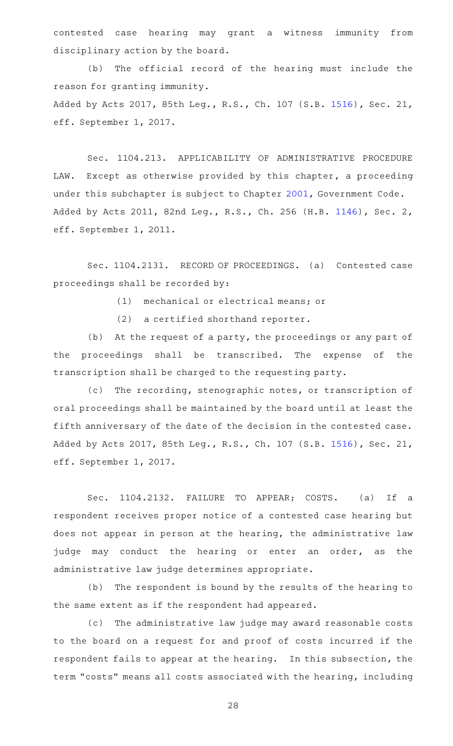contested case hearing may grant a witness immunity from disciplinary action by the board.

(b) The official record of the hearing must include the reason for granting immunity.

Added by Acts 2017, 85th Leg., R.S., Ch. 107 (S.B. 1516), Sec. 21, eff. September 1, 2017.

Sec. 1104.213. APPLICABILITY OF ADMINISTRATIVE PROCEDURE LAW. Except as otherwise provided by this chapter, a proceeding under this subchapter is subject to Chapter 2001, Government Code.

Added by Acts 2011, 82nd Leg., R.S., Ch. 256 (H.B. 1146), Sec. 2, eff. September 1, 2011.

Sec. 1104.2131. RECORD OF PROCEEDINGS. (a) Contested case proceedings shall be recorded by:

(1) mechanical or electrical means; or

(2) a certified shorthand reporter.

(b) At the request of a party, the proceedings or any part of the proceedings shall be transcribed. The expense of the transcription shall be charged to the requesting party.

(c) The recording, stenographic notes, or transcription of oral proceedings shall be maintained by the board until at least the fifth anniversary of the date of the decision in the contested case.

Added by Acts 2017, 85th Leg., R.S., Ch. 107 (S.B. 1516), Sec. 21, eff. September 1, 2017.

Sec. 1104.2132. FAILURE TO APPEAR; COSTS. (a) If a respondent receives proper notice of a contested case hearing but does not appear in person at the hearing, the administrative law judge may conduct the hearing or enter an order, as the administrative law judge determines appropriate.

(b) The respondent is bound by the results of the hearing to the same extent as if the respondent had appeared.

(c) The administrative law judge may award reasonable costs to the board on a request for and proof of costs incurred if the respondent fails to appear at the hearing. In this subsection, the term "costs" means all costs associated with the hearing, including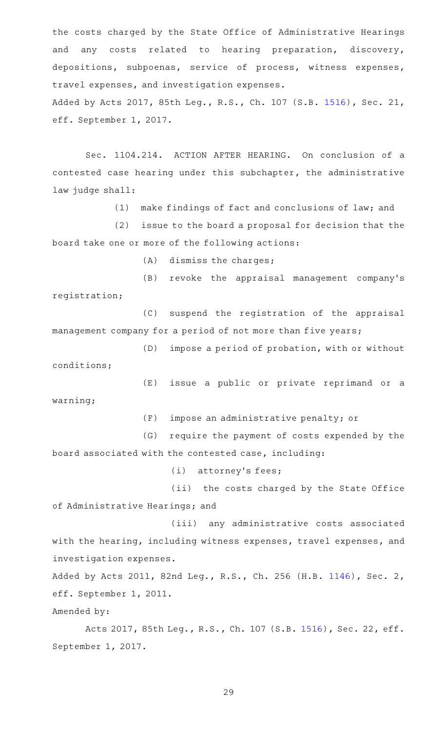the costs charged by the State Office of Administrative Hearings and any costs related to hearing preparation, discovery, depositions, subpoenas, service of process, witness expenses, travel expenses, and investigation expenses.

Added by Acts 2017, 85th Leg., R.S., Ch. 107 (S.B. 1516), Sec. 21, eff. September 1, 2017.

Sec. 1104.214. ACTION AFTER HEARING. On conclusion of a contested case hearing under this subchapter, the administrative law judge shall:

(1) make findings of fact and conclusions of law; and

(2) issue to the board a proposal for decision that the board take one or more of the following actions:

(A) dismiss the charges;

(B) revoke the appraisal management company's registration;

(C) suspend the registration of the appraisal management company for a period of not more than five years;

(D) impose a period of probation, with or without conditions;

(E) issue a public or private reprimand or a warning;

(F) impose an administrative penalty; or

(G) require the payment of costs expended by the board associated with the contested case, including:

(i) attorney's fees;

(ii) the costs charged by the State Office of Administrative Hearings; and

(iii) any administrative costs associated with the hearing, including witness expenses, travel expenses, and investigation expenses.

Added by Acts 2011, 82nd Leg., R.S., Ch. 256 (H.B. 1146), Sec. 2, eff. September 1, 2011.

Amended by:

Acts 2017, 85th Leg., R.S., Ch. 107 (S.B. 1516), Sec. 22, eff. September 1, 2017.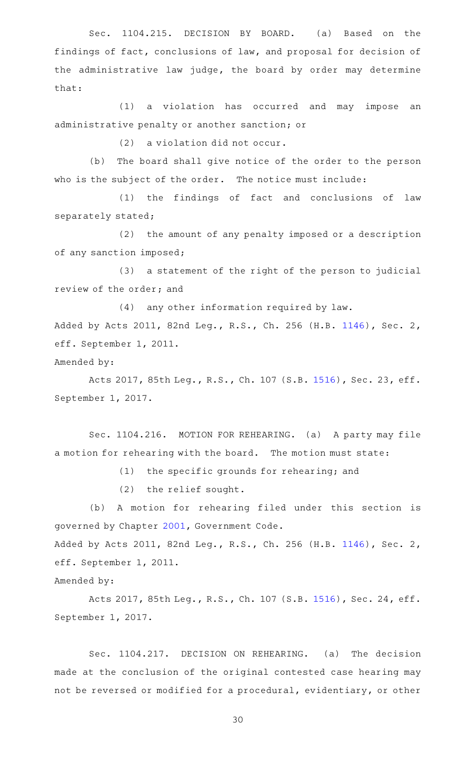Sec. 1104.215. DECISION BY BOARD. (a) Based on the findings of fact, conclusions of law, and proposal for decision of the administrative law judge, the board by order may determine that:

(1) a violation has occurred and may impose an administrative penalty or another sanction; or

(2) a violation did not occur.

(b) The board shall give notice of the order to the person who is the subject of the order. The notice must include:

(1) the findings of fact and conclusions of law separately stated;

(2) the amount of any penalty imposed or a description of any sanction imposed;

(3) a statement of the right of the person to judicial review of the order; and

(4) any other information required by law.

Added by Acts 2011, 82nd Leg., R.S., Ch. 256 (H.B. 1146), Sec. 2, eff. September 1, 2011.

Amended by:

Acts 2017, 85th Leg., R.S., Ch. 107 (S.B. 1516), Sec. 23, eff. September 1, 2017.

Sec. 1104.216. MOTION FOR REHEARING. (a) A party may file a motion for rehearing with the board. The motion must state:

(1) the specific grounds for rehearing; and

(2) the relief sought.

(b) A motion for rehearing filed under this section is governed by Chapter 2001, Government Code.

Added by Acts 2011, 82nd Leg., R.S., Ch. 256 (H.B. 1146), Sec. 2, eff. September 1, 2011.

Amended by:

Acts 2017, 85th Leg., R.S., Ch. 107 (S.B. 1516), Sec. 24, eff. September 1, 2017.

Sec. 1104.217. DECISION ON REHEARING. (a) The decision made at the conclusion of the original contested case hearing may not be reversed or modified for a procedural, evidentiary, or other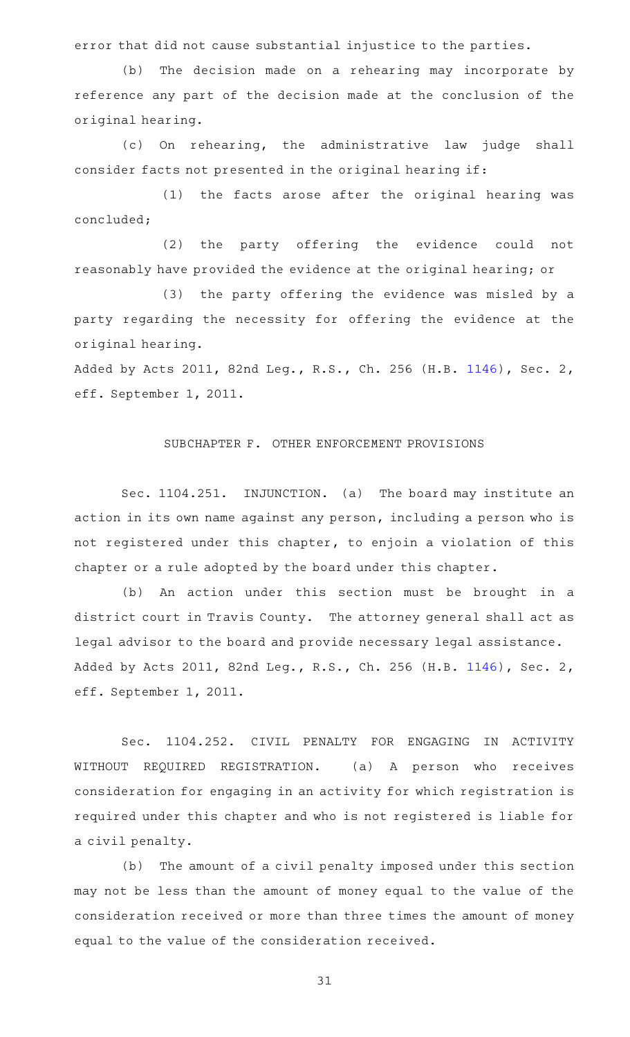error that did not cause substantial injustice to the parties.

(b) The decision made on a rehearing may incorporate by reference any part of the decision made at the conclusion of the original hearing.

(c) On rehearing, the administrative law judge shall consider facts not presented in the original hearing if:

(1) the facts arose after the original hearing was concluded;

(2) the party offering the evidence could not reasonably have provided the evidence at the original hearing; or

(3) the party offering the evidence was misled by a party regarding the necessity for offering the evidence at the original hearing.

Added by Acts 2011, 82nd Leg., R.S., Ch. 256 (H.B. 1146), Sec. 2, eff. September 1, 2011.

## SUBCHAPTER F. OTHER ENFORCEMENT PROVISIONS

Sec. 1104.251. INJUNCTION. (a) The board may institute an action in its own name against any person, including a person who is not registered under this chapter, to enjoin a violation of this chapter or a rule adopted by the board under this chapter.

(b) An action under this section must be brought in a district court in Travis County. The attorney general shall act as legal advisor to the board and provide necessary legal assistance.

Added by Acts 2011, 82nd Leg., R.S., Ch. 256 (H.B. 1146), Sec. 2, eff. September 1, 2011.

Sec. 1104.252. CIVIL PENALTY FOR ENGAGING IN ACTIVITY WITHOUT REQUIRED REGISTRATION. (a) A person who receives consideration for engaging in an activity for which registration is required under this chapter and who is not registered is liable for a civil penalty.

(b) The amount of a civil penalty imposed under this section may not be less than the amount of money equal to the value of the consideration received or more than three times the amount of money equal to the value of the consideration received.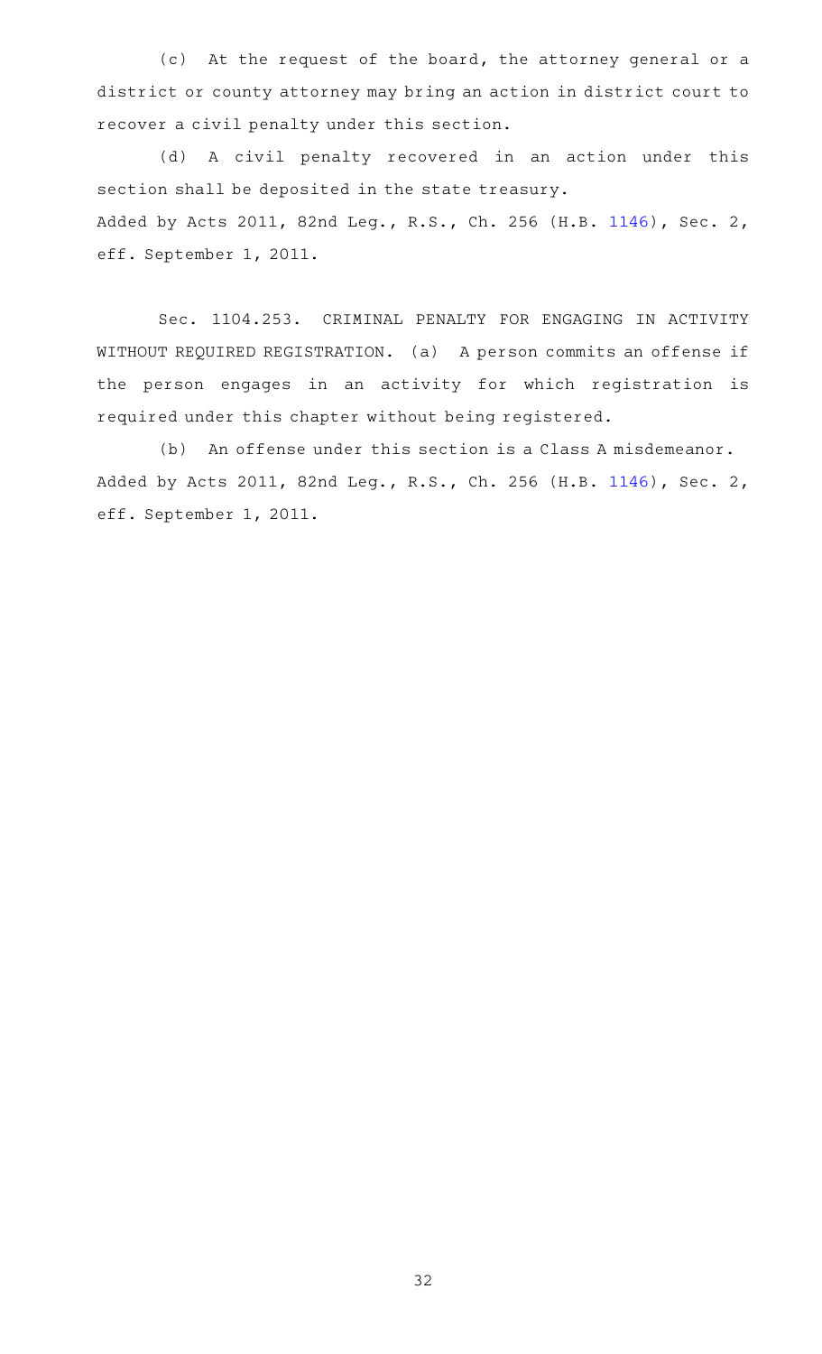(c) At the request of the board, the attorney general or a district or county attorney may bring an action in district court to recover a civil penalty under this section.

(d) A civil penalty recovered in an action under this section shall be deposited in the state treasury.

Added by Acts 2011, 82nd Leg., R.S., Ch. 256 (H.B. 1146), Sec. 2, eff. September 1, 2011.

Sec. 1104.253. CRIMINAL PENALTY FOR ENGAGING IN ACTIVITY WITHOUT REQUIRED REGISTRATION. (a) A person commits an offense if the person engages in an activity for which registration is required under this chapter without being registered.

(b) An offense under this section is a Class A misdemeanor.

Added by Acts 2011, 82nd Leg., R.S., Ch. 256 (H.B. 1146), Sec. 2, eff. September 1, 2011.